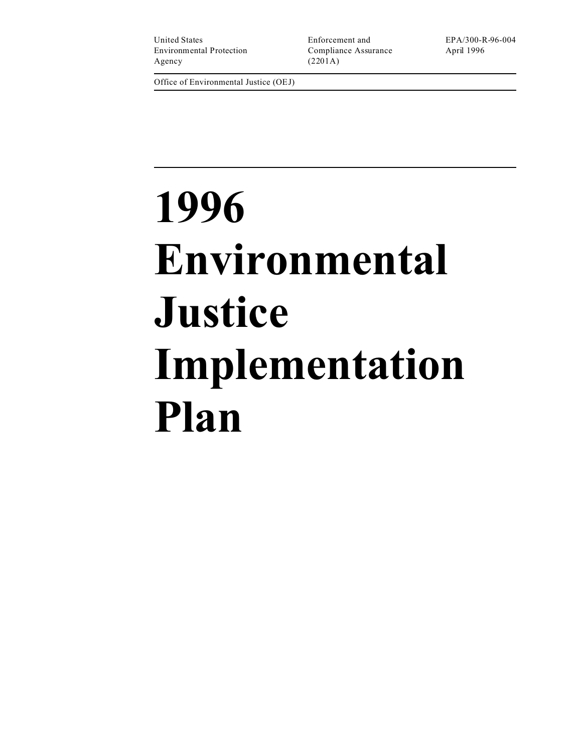United States Environmental Protection Agency

Enforcement and Compliance Assurance (2201A)

EPA/300-R-96-004
April 1996

Office of Environmental Justice (OEJ)

# 1996 Environmental Justice Implementation Plan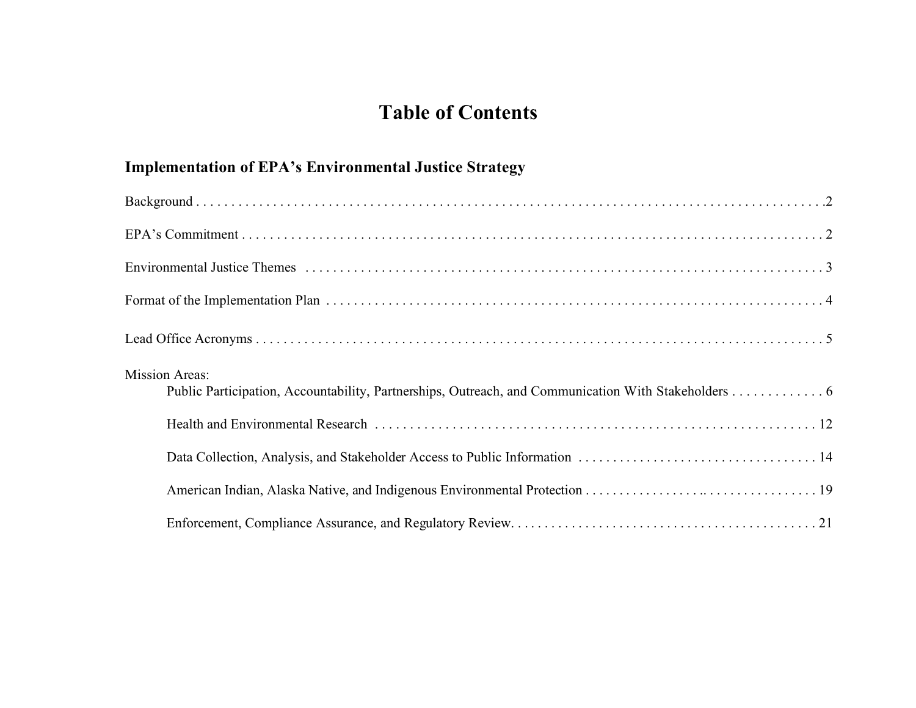# Table of Contents

## Implementation of EPA's Environmental Justice Strategy

Background . . . . . . . . . . . . . . . . . . . . . . . . . . . . . . . . . . . . . . . . . . . . . . . . . . . . . . . . . . . . . . . . . . . . . . . . . . . . . . . . . . .2

EPA's Commitment . . . . . . . . . . . . . . . . . . . . . . . . . . . . . . . . . . . . . . . . . . . . . . . . . . . . . . . . . . . . . . . . . . . . . . . . . . . . . . . 2

Environmental Justice Themes . . . . . . . . . . . . . . . . . . . . . . . . . . . . . . . . . . . . . . . . . . . . . . . . . . . . . . . . . . . . . . . . . . . . . . . 3

Format of the Implementation Plan . . . . . . . . . . . . . . . . . . . . . . . . . . . . . . . . . . . . . . . . . . . . . . . . . . . . . . . . . . . . . . . . . . 4

Lead Office Acronyms . . . . . . . . . . . . . . . . . . . . . . . . . . . . . . . . . . . . . . . . . . . . . . . . . . . . . . . . . . . . . . . . . . . . . . . . . . . . 5

Mission Areas:

- Public Participation, Accountability, Partnerships, Outreach, and Communication With Stakeholders . . . . . . . . . . . . . 6
- Health and Environmental Research . . . . . . . . . . . . . . . . . . . . . . . . . . . . . . . . . . . . . . . . . . . . . . . . . . . . . . . . . . . . . . 12
- Data Collection, Analysis, and Stakeholder Access to Public Information . . . . . . . . . . . . . . . . . . . . . . . . . . . . . . . . . . 14
- American Indian, Alaska Native, and Indigenous Environmental Protection . . . . . . . . . . . . . . . . . .. . . . . . . . . . . . . . . . 19
- Enforcement, Compliance Assurance, and Regulatory Review. . . . . . . . . . . . . . . . . . . . . . . . . . . . . . . . . . . . . . . . . . . 21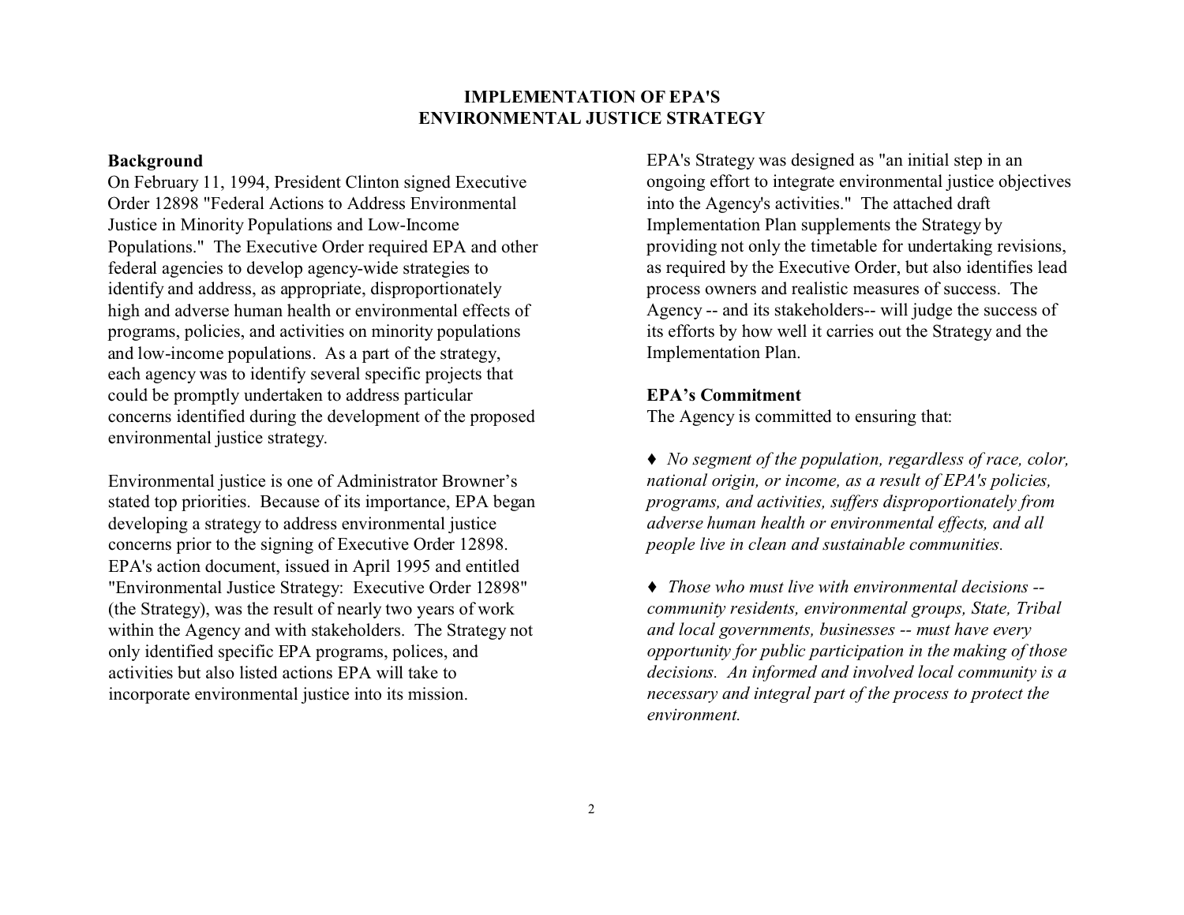## IMPLEMENTATION OF EPA'S ENVIRONMENTAL JUSTICE STRATEGY

**Background**

On February 11, 1994, President Clinton signed Executive Order 12898 "Federal Actions to Address Environmental Justice in Minority Populations and Low-Income Populations." The Executive Order required EPA and other federal agencies to develop agency-wide strategies to identify and address, as appropriate, disproportionately high and adverse human health or environmental effects of programs, policies, and activities on minority populations and low-income populations. As a part of the strategy, each agency was to identify several specific projects that could be promptly undertaken to address particular concerns identified during the development of the proposed environmental justice strategy.

Environmental justice is one of Administrator Browner's stated top priorities. Because of its importance, EPA began developing a strategy to address environmental justice concerns prior to the signing of Executive Order 12898. EPA's action document, issued in April 1995 and entitled "Environmental Justice Strategy: Executive Order 12898" (the Strategy), was the result of nearly two years of work within the Agency and with stakeholders. The Strategy not only identified specific EPA programs, polices, and activities but also listed actions EPA will take to incorporate environmental justice into its mission.

EPA's Strategy was designed as "an initial step in an ongoing effort to integrate environmental justice objectives into the Agency's activities." The attached draft Implementation Plan supplements the Strategy by providing not only the timetable for undertaking revisions, as required by the Executive Order, but also identifies lead process owners and realistic measures of success. The Agency -- and its stakeholders-- will judge the success of its efforts by how well it carries out the Strategy and the Implementation Plan.

**EPA's Commitment**

The Agency is committed to ensuring that:

♦ *No segment of the population, regardless of race, color, national origin, or income, as a result of EPA's policies, programs, and activities, suffers disproportionately from adverse human health or environmental effects, and all people live in clean and sustainable communities.*

♦ *Those who must live with environmental decisions -- community residents, environmental groups, State, Tribal and local governments, businesses -- must have every opportunity for public participation in the making of those decisions. An informed and involved local community is a necessary and integral part of the process to protect the environment.*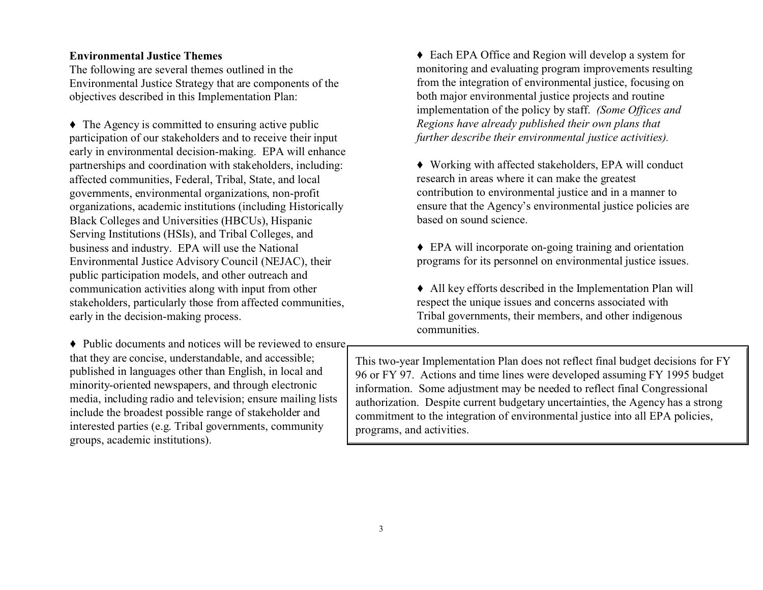**Environmental Justice Themes**

The following are several themes outlined in the Environmental Justice Strategy that are components of the objectives described in this Implementation Plan:

♦ The Agency is committed to ensuring active public participation of our stakeholders and to receive their input early in environmental decision-making. EPA will enhance partnerships and coordination with stakeholders, including: affected communities, Federal, Tribal, State, and local governments, environmental organizations, non-profit organizations, academic institutions (including Historically Black Colleges and Universities (HBCUs), Hispanic Serving Institutions (HSIs), and Tribal Colleges, and business and industry. EPA will use the National Environmental Justice Advisory Council (NEJAC), their public participation models, and other outreach and communication activities along with input from other stakeholders, particularly those from affected communities, early in the decision-making process.

♦ Public documents and notices will be reviewed to ensure that they are concise, understandable, and accessible; published in languages other than English, in local and minority-oriented newspapers, and through electronic media, including radio and television; ensure mailing lists include the broadest possible range of stakeholder and interested parties (e.g. Tribal governments, community groups, academic institutions).

♦ Each EPA Office and Region will develop a system for monitoring and evaluating program improvements resulting from the integration of environmental justice, focusing on both major environmental justice projects and routine implementation of the policy by staff. *(Some Offices and Regions have already published their own plans that further describe their environmental justice activities).*

♦ Working with affected stakeholders, EPA will conduct research in areas where it can make the greatest contribution to environmental justice and in a manner to ensure that the Agency's environmental justice policies are based on sound science.

♦ EPA will incorporate on-going training and orientation programs for its personnel on environmental justice issues.

♦ All key efforts described in the Implementation Plan will respect the unique issues and concerns associated with Tribal governments, their members, and other indigenous communities.

This two-year Implementation Plan does not reflect final budget decisions for FY 96 or FY 97. Actions and time lines were developed assuming FY 1995 budget information. Some adjustment may be needed to reflect final Congressional authorization. Despite current budgetary uncertainties, the Agency has a strong commitment to the integration of environmental justice into all EPA policies, programs, and activities.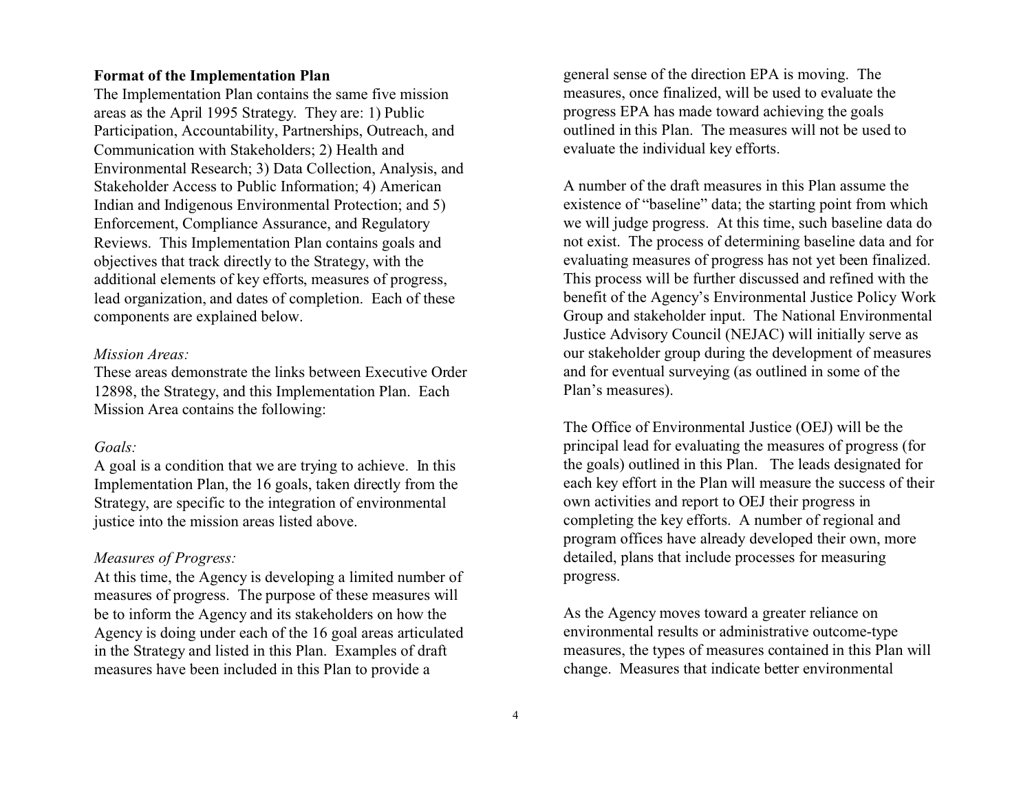**Format of the Implementation Plan**

The Implementation Plan contains the same five mission areas as the April 1995 Strategy. They are: 1) Public Participation, Accountability, Partnerships, Outreach, and Communication with Stakeholders; 2) Health and Environmental Research; 3) Data Collection, Analysis, and Stakeholder Access to Public Information; 4) American Indian and Indigenous Environmental Protection; and 5) Enforcement, Compliance Assurance, and Regulatory Reviews. This Implementation Plan contains goals and objectives that track directly to the Strategy, with the additional elements of key efforts, measures of progress, lead organization, and dates of completion. Each of these components are explained below.

*Mission Areas:*

These areas demonstrate the links between Executive Order 12898, the Strategy, and this Implementation Plan. Each Mission Area contains the following:

*Goals:*

A goal is a condition that we are trying to achieve. In this Implementation Plan, the 16 goals, taken directly from the Strategy, are specific to the integration of environmental justice into the mission areas listed above.

*Measures of Progress:*

At this time, the Agency is developing a limited number of measures of progress. The purpose of these measures will be to inform the Agency and its stakeholders on how the Agency is doing under each of the 16 goal areas articulated in the Strategy and listed in this Plan. Examples of draft measures have been included in this Plan to provide a general sense of the direction EPA is moving. The measures, once finalized, will be used to evaluate the progress EPA has made toward achieving the goals outlined in this Plan. The measures will not be used to evaluate the individual key efforts.

A number of the draft measures in this Plan assume the existence of "baseline" data; the starting point from which we will judge progress. At this time, such baseline data do not exist. The process of determining baseline data and for evaluating measures of progress has not yet been finalized. This process will be further discussed and refined with the benefit of the Agency's Environmental Justice Policy Work Group and stakeholder input. The National Environmental Justice Advisory Council (NEJAC) will initially serve as our stakeholder group during the development of measures and for eventual surveying (as outlined in some of the Plan's measures).

The Office of Environmental Justice (OEJ) will be the principal lead for evaluating the measures of progress (for the goals) outlined in this Plan. The leads designated for each key effort in the Plan will measure the success of their own activities and report to OEJ their progress in completing the key efforts. A number of regional and program offices have already developed their own, more detailed, plans that include processes for measuring progress.

As the Agency moves toward a greater reliance on environmental results or administrative outcome-type measures, the types of measures contained in this Plan will change. Measures that indicate better environmental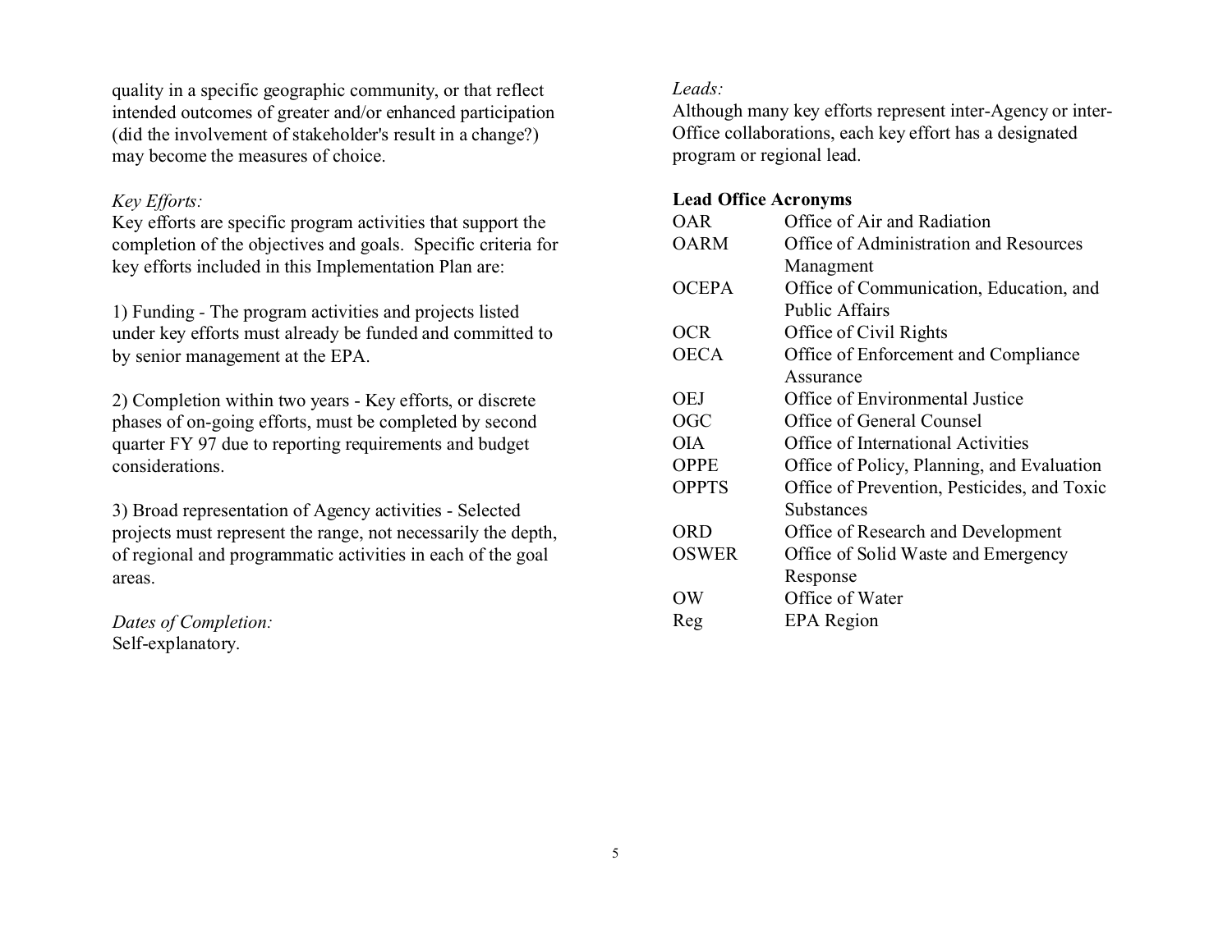quality in a specific geographic community, or that reflect intended outcomes of greater and/or enhanced participation (did the involvement of stakeholder's result in a change?) may become the measures of choice.

*Key Efforts:*
Key efforts are specific program activities that support the completion of the objectives and goals. Specific criteria for key efforts included in this Implementation Plan are:

1) Funding - The program activities and projects listed under key efforts must already be funded and committed to by senior management at the EPA.

2) Completion within two years - Key efforts, or discrete phases of on-going efforts, must be completed by second quarter FY 97 due to reporting requirements and budget considerations.

3) Broad representation of Agency activities - Selected projects must represent the range, not necessarily the depth, of regional and programmatic activities in each of the goal areas.

*Dates of Completion:*
Self-explanatory.

*Leads:*
Although many key efforts represent inter-Agency or inter-Office collaborations, each key effort has a designated program or regional lead.

**Lead Office Acronyms**

| | |
|---|---|
| OAR | Office of Air and Radiation |
| OARM | Office of Administration and Resources Managment |
| OCEPA | Office of Communication, Education, and Public Affairs |
| OCR | Office of Civil Rights |
| OECA | Office of Enforcement and Compliance Assurance |
| OEJ | Office of Environmental Justice |
| OGC | Office of General Counsel |
| OIA | Office of International Activities |
| OPPE | Office of Policy, Planning, and Evaluation |
| OPPTS | Office of Prevention, Pesticides, and Toxic Substances |
| ORD | Office of Research and Development |
| OSWER | Office of Solid Waste and Emergency Response |
| OW | Office of Water |
| Reg | EPA Region |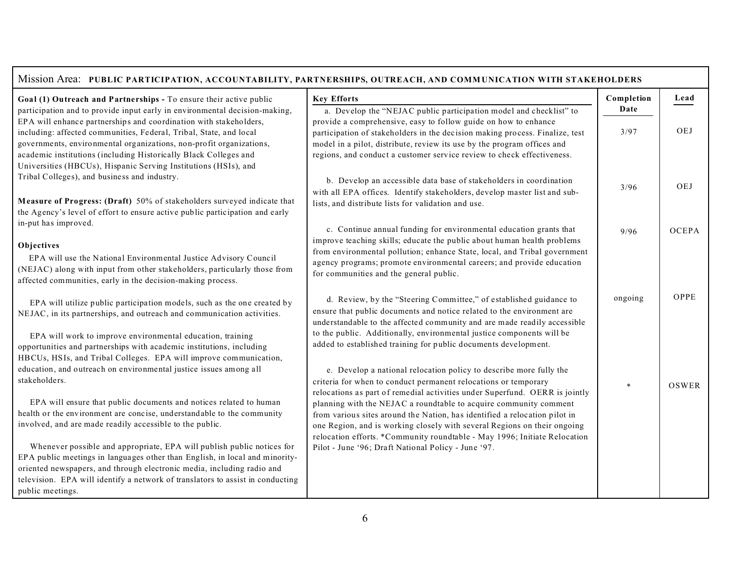Mission Area: **PUBLIC PARTICIPATION, ACCOUNTABILITY, PARTNERSHIPS, OUTREACH, AND COMMUNICATION WITH STAKEHOLDERS**

| Goal / Objectives | Key Efforts | Completion Date | Lead |
|---|---|---|---|
| **Goal (1) Outreach and Partnerships -** To ensure their active public participation and to provide input early in environmental decision-making, EPA will enhance partnerships and coordination with stakeholders, including: affected communities, Federal, Tribal, State, and local governments, environmental organizations, non-profit organizations, academic institutions (including Historically Black Colleges and Universities (HBCUs), Hispanic Serving Institutions (HSIs), and Tribal Colleges), and business and industry. | a. Develop the "NEJAC public participation model and checklist" to provide a comprehensive, easy to follow guide on how to enhance participation of stakeholders in the decision making process. Finalize, test model in a pilot, distribute, review its use by the program offices and regions, and conduct a customer service review to check effectiveness. | 3/97 | OEJ |
| **Measure of Progress: (Draft)** 50% of stakeholders surveyed indicate that the Agency's level of effort to ensure active public participation and early in-put has improved. | b. Develop an accessible data base of stakeholders in coordination with all EPA offices. Identify stakeholders, develop master list and sub-lists, and distribute lists for validation and use. | 3/96 | OEJ |
| **Objectives**<br>EPA will use the National Environmental Justice Advisory Council (NEJAC) along with input from other stakeholders, particularly those from affected communities, early in the decision-making process. | c. Continue annual funding for environmental education grants that improve teaching skills; educate the public about human health problems from environmental pollution; enhance State, local, and Tribal government agency programs; promote environmental careers; and provide education for communities and the general public. | 9/96 | OCEPA |
| EPA will utilize public participation models, such as the one created by NEJAC, in its partnerships, and outreach and communication activities.<br><br>EPA will work to improve environmental education, training opportunities and partnerships with academic institutions, including HBCUs, HSIs, and Tribal Colleges. EPA will improve communication, education, and outreach on environmental justice issues among all stakeholders. | d. Review, by the "Steering Committee," of established guidance to ensure that public documents and notice related to the environment are understandable to the affected community and are made readily accessible to the public. Additionally, environmental justice components will be added to established training for public documents development. | ongoing | OPPE |
| EPA will ensure that public documents and notices related to human health or the environment are concise, understandable to the community involved, and are made readily accessible to the public.<br><br>Whenever possible and appropriate, EPA will publish public notices for EPA public meetings in languages other than English, in local and minority-oriented newspapers, and through electronic media, including radio and television. EPA will identify a network of translators to assist in conducting public meetings. | e. Develop a national relocation policy to describe more fully the criteria for when to conduct permanent relocations or temporary relocations as part of remedial activities under Superfund. OERR is jointly planning with the NEJAC a roundtable to acquire community comment from various sites around the Nation, has identified a relocation pilot in one Region, and is working closely with several Regions on their ongoing relocation efforts. *Community roundtable - May 1996; Initiate Relocation Pilot - June '96; Draft National Policy - June '97. | * | OSWER |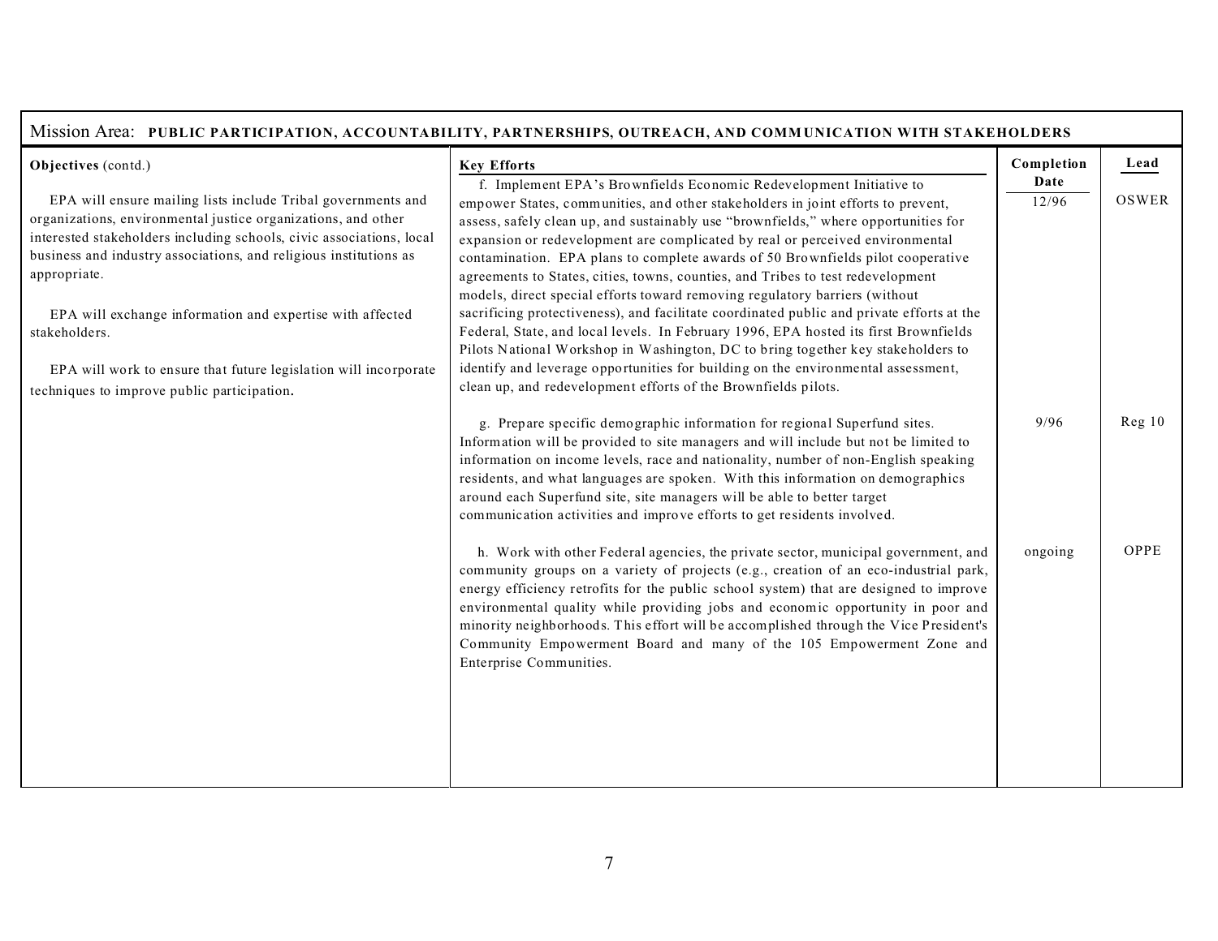Mission Area: **PUBLIC PARTICIPATION, ACCOUNTABILITY, PARTNERSHIPS, OUTREACH, AND COMMUNICATION WITH STAKEHOLDERS**

| Objectives (contd.) | Key Efforts | Completion Date | Lead |
|---|---|---|---|
| EPA will ensure mailing lists include Tribal governments and organizations, environmental justice organizations, and other interested stakeholders including schools, civic associations, local business and industry associations, and religious institutions as appropriate.<br><br>EPA will exchange information and expertise with affected stakeholders.<br><br>EPA will work to ensure that future legislation will incorporate techniques to improve public participation. | f. Implement EPA's Brownfields Economic Redevelopment Initiative to empower States, communities, and other stakeholders in joint efforts to prevent, assess, safely clean up, and sustainably use "brownfields," where opportunities for expansion or redevelopment are complicated by real or perceived environmental contamination. EPA plans to complete awards of 50 Brownfields pilot cooperative agreements to States, cities, towns, counties, and Tribes to test redevelopment models, direct special efforts toward removing regulatory barriers (without sacrificing protectiveness), and facilitate coordinated public and private efforts at the Federal, State, and local levels. In February 1996, EPA hosted its first Brownfields Pilots National Workshop in Washington, DC to bring together key stakeholders to identify and leverage opportunities for building on the environmental assessment, clean up, and redevelopment efforts of the Brownfields pilots. | 12/96 | OSWER |
| | g. Prepare specific demographic information for regional Superfund sites. Information will be provided to site managers and will include but not be limited to information on income levels, race and nationality, number of non-English speaking residents, and what languages are spoken. With this information on demographics around each Superfund site, site managers will be able to better target communication activities and improve efforts to get residents involved. | 9/96 | Reg 10 |
| | h. Work with other Federal agencies, the private sector, municipal government, and community groups on a variety of projects (e.g., creation of an eco-industrial park, energy efficiency retrofits for the public school system) that are designed to improve environmental quality while providing jobs and economic opportunity in poor and minority neighborhoods. This effort will be accomplished through the Vice President's Community Empowerment Board and many of the 105 Empowerment Zone and Enterprise Communities. | ongoing | OPPE |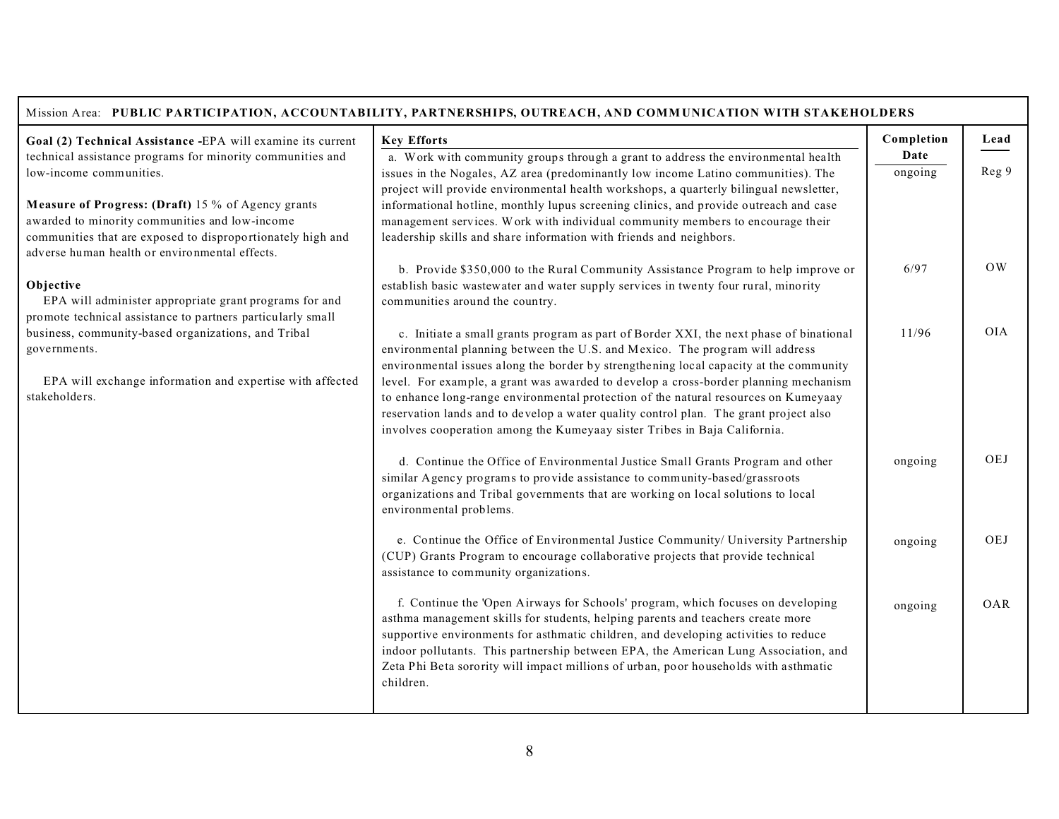Mission Area: **PUBLIC PARTICIPATION, ACCOUNTABILITY, PARTNERSHIPS, OUTREACH, AND COMMUNICATION WITH STAKEHOLDERS**

| Goal / Measure / Objective | Key Efforts | Completion Date | Lead |
|---|---|---|---|
| **Goal (2) Technical Assistance -** EPA will examine its current technical assistance programs for minority communities and low-income communities.<br><br>**Measure of Progress: (Draft)** 15 % of Agency grants awarded to minority communities and low-income communities that are exposed to disproportionately high and adverse human health or environmental effects.<br><br>**Objective**<br>EPA will administer appropriate grant programs and promote technical assistance to partners particularly small business, community-based organizations, and Tribal governments.<br><br>EPA will exchange information and expertise with affected stakeholders. | a. Work with community groups through a grant to address the environmental health issues in the Nogales, AZ area (predominantly low income Latino communities). The project will provide environmental health workshops, a quarterly bilingual newsletter, informational hotline, monthly lupus screening clinics, and provide outreach and case management services. Work with individual community members to encourage their leadership skills and share information with friends and neighbors. | ongoing | Reg 9 |
| | b. Provide $350,000 to the Rural Community Assistance Program to help improve or establish basic wastewater and water supply services in twenty four rural, minority communities around the country. | 6/97 | OW |
| | c. Initiate a small grants program as part of Border XXI, the next phase of binational environmental planning between the U.S. and Mexico. The program will address environmental issues along the border by strengthening local capacity at the community level. For example, a grant was awarded to develop a cross-border planning mechanism to enhance long-range environmental protection of the natural resources on Kumeyaay reservation lands and to develop a water quality control plan. The grant project also involves cooperation among the Kumeyaay sister Tribes in Baja California. | 11/96 | OIA |
| | d. Continue the Office of Environmental Justice Small Grants Program and other similar Agency programs to provide assistance to community-based/grassroots organizations and Tribal governments that are working on local solutions to local environmental problems. | ongoing | OEJ |
| | e. Continue the Office of Environmental Justice Community/ University Partnership (CUP) Grants Program to encourage collaborative projects that provide technical assistance to community organizations. | ongoing | OEJ |
| | f. Continue the 'Open Airways for Schools' program, which focuses on developing asthma management skills for students, helping parents and teachers create more supportive environments for asthmatic children, and developing activities to reduce indoor pollutants. This partnership between EPA, the American Lung Association, and Zeta Phi Beta sorority will impact millions of urban, poor households with asthmatic children. | ongoing | OAR |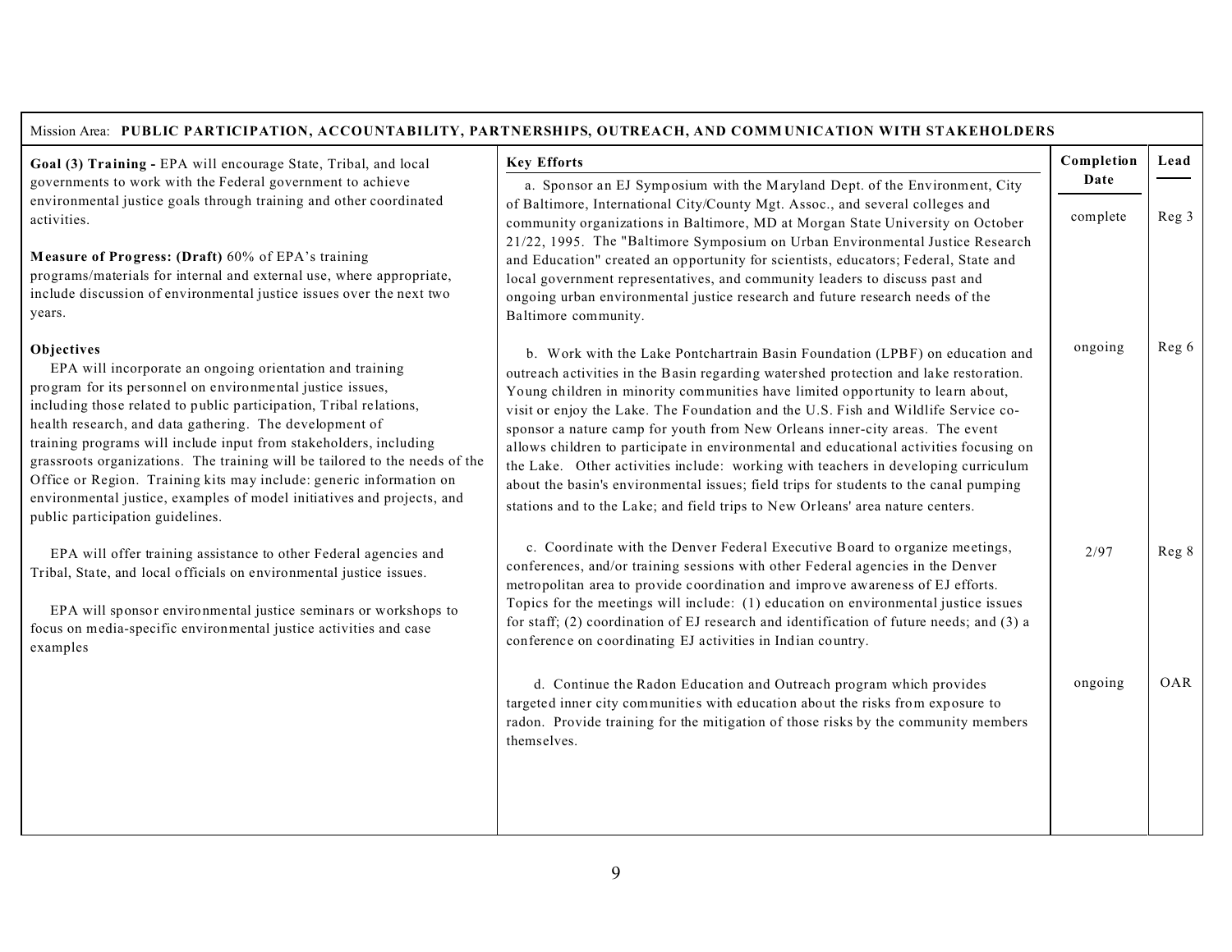Mission Area: **PUBLIC PARTICIPATION, ACCOUNTABILITY, PARTNERSHIPS, OUTREACH, AND COMMUNICATION WITH STAKEHOLDERS**

**Goal (3) Training -** EPA will encourage State, Tribal, and local governments to work with the Federal government to achieve environmental justice goals through training and other coordinated activities.

**Measure of Progress: (Draft)** 60% of EPA's training programs/materials for internal and external use, where appropriate, include discussion of environmental justice issues over the next two years.

**Objectives**

EPA will incorporate an ongoing orientation and training program for its personnel on environmental justice issues, including those related to public participation, Tribal relations, health research, and data gathering. The development of training programs will include input from stakeholders, including grassroots organizations. The training will be tailored to the needs of the Office or Region. Training kits may include: generic information on environmental justice, examples of model initiatives and projects, and public participation guidelines.

EPA will offer training assistance to other Federal agencies and Tribal, State, and local officials on environmental justice issues.

EPA will sponsor environmental justice seminars or workshops to focus on media-specific environmental justice activities and case examples

| Key Efforts | Completion Date | Lead |
|---|---|---|
| a. Sponsor an EJ Symposium with the Maryland Dept. of the Environment, City of Baltimore, International City/County Mgt. Assoc., and several colleges and community organizations in Baltimore, MD at Morgan State University on October 21/22, 1995. The "Baltimore Symposium on Urban Environmental Justice Research and Education" created an opportunity for scientists, educators; Federal, State and local government representatives, and community leaders to discuss past and ongoing urban environmental justice research and future research needs of the Baltimore community. | complete | Reg 3 |
| b. Work with the Lake Pontchartrain Basin Foundation (LPBF) on education and outreach activities in the Basin regarding watershed protection and lake restoration. Young children in minority communities have limited opportunity to learn about, visit or enjoy the Lake. The Foundation and the U.S. Fish and Wildlife Service co-sponsor a nature camp for youth from New Orleans inner-city areas. The event allows children to participate in environmental and educational activities focusing on the Lake. Other activities include: working with teachers in developing curriculum about the basin's environmental issues; field trips for students to the canal pumping stations and to the Lake; and field trips to New Orleans' area nature centers. | ongoing | Reg 6 |
| c. Coordinate with the Denver Federal Executive Board to organize meetings, conferences, and/or training sessions with other Federal agencies in the Denver metropolitan area to provide coordination and improve awareness of EJ efforts. Topics for the meetings will include: (1) education on environmental justice issues for staff; (2) coordination of EJ research and identification of future needs; and (3) a conference on coordinating EJ activities in Indian country. | 2/97 | Reg 8 |
| d. Continue the Radon Education and Outreach program which provides targeted inner city communities with education about the risks from exposure to radon. Provide training for the mitigation of those risks by the community members themselves. | ongoing | OAR |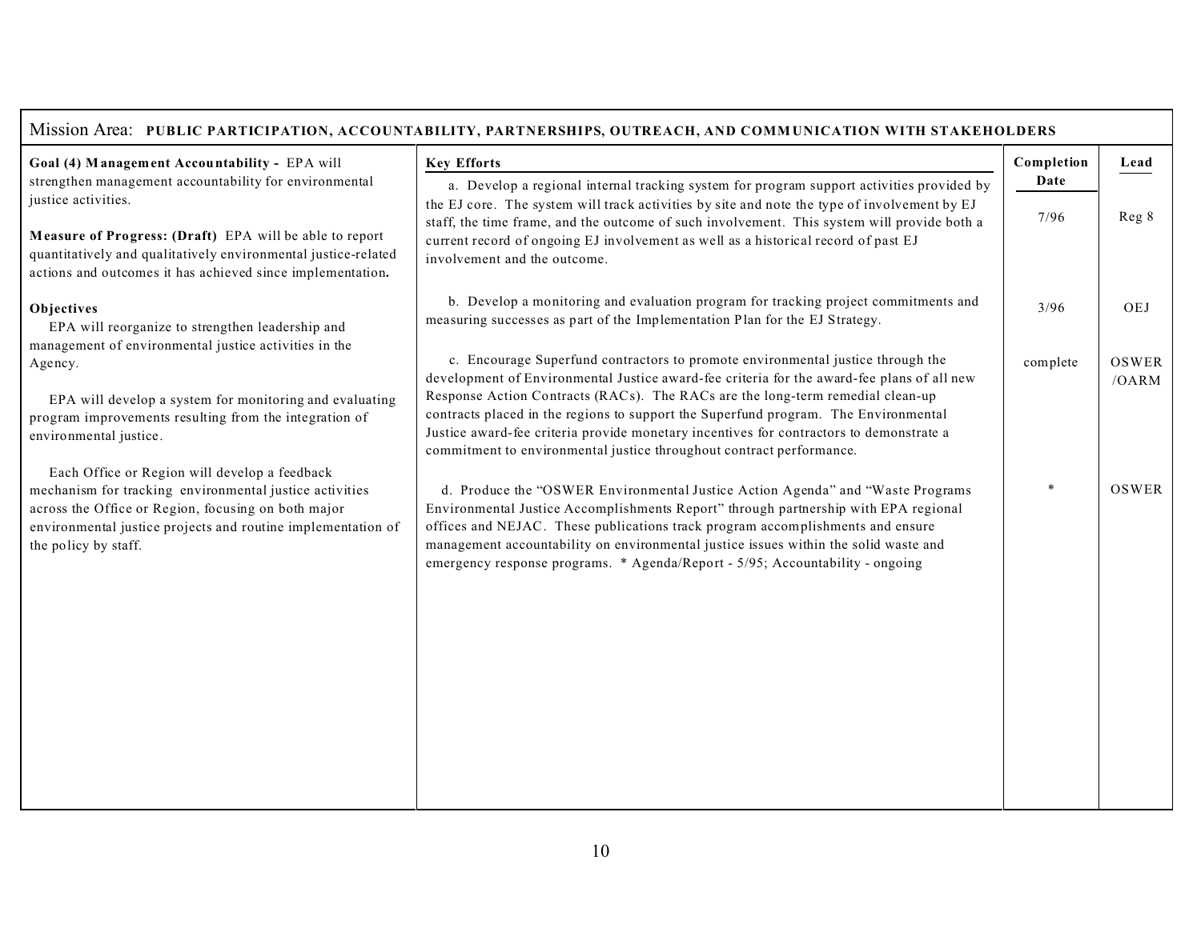Mission Area: **PUBLIC PARTICIPATION, ACCOUNTABILITY, PARTNERSHIPS, OUTREACH, AND COMMUNICATION WITH STAKEHOLDERS**

| **Goal (4) Management Accountability -** EPA will strengthen management accountability for environmental justice activities.<br><br>**Measure of Progress: (Draft)** EPA will be able to report quantitatively and qualitatively environmental justice-related actions and outcomes it has achieved since implementation.<br><br>**Objectives**<br>EPA will reorganize to strengthen leadership and management of environmental justice activities in the Agency.<br><br>EPA will develop a system for monitoring and evaluating program improvements resulting from the integration of environmental justice.<br><br>Each Office or Region will develop a feedback mechanism for tracking environmental justice activities across the Office or Region, focusing on both major environmental justice projects and routine implementation of the policy by staff. | **Key Efforts** | **Completion Date** | **Lead** |
|---|---|---|---|
| | a. Develop a regional internal tracking system for program support activities provided by the EJ core. The system will track activities by site and note the type of involvement by EJ staff, the time frame, and the outcome of such involvement. This system will provide both a current record of ongoing EJ involvement as well as a historical record of past EJ involvement and the outcome. | 7/96 | Reg 8 |
| | b. Develop a monitoring and evaluation program for tracking project commitments and measuring successes as part of the Implementation Plan for the EJ Strategy. | 3/96 | OEJ |
| | c. Encourage Superfund contractors to promote environmental justice through the development of Environmental Justice award-fee criteria for the award-fee plans of all new Response Action Contracts (RACs). The RACs are the long-term remedial clean-up contracts placed in the regions to support the Superfund program. The Environmental Justice award-fee criteria provide monetary incentives for contractors to demonstrate a commitment to environmental justice throughout contract performance. | complete | OSWER /OARM |
| | d. Produce the "OSWER Environmental Justice Action Agenda" and "Waste Programs Environmental Justice Accomplishments Report" through partnership with EPA regional offices and NEJAC. These publications track program accomplishments and ensure management accountability on environmental justice issues within the solid waste and emergency response programs. * Agenda/Report - 5/95; Accountability - ongoing | * | OSWER |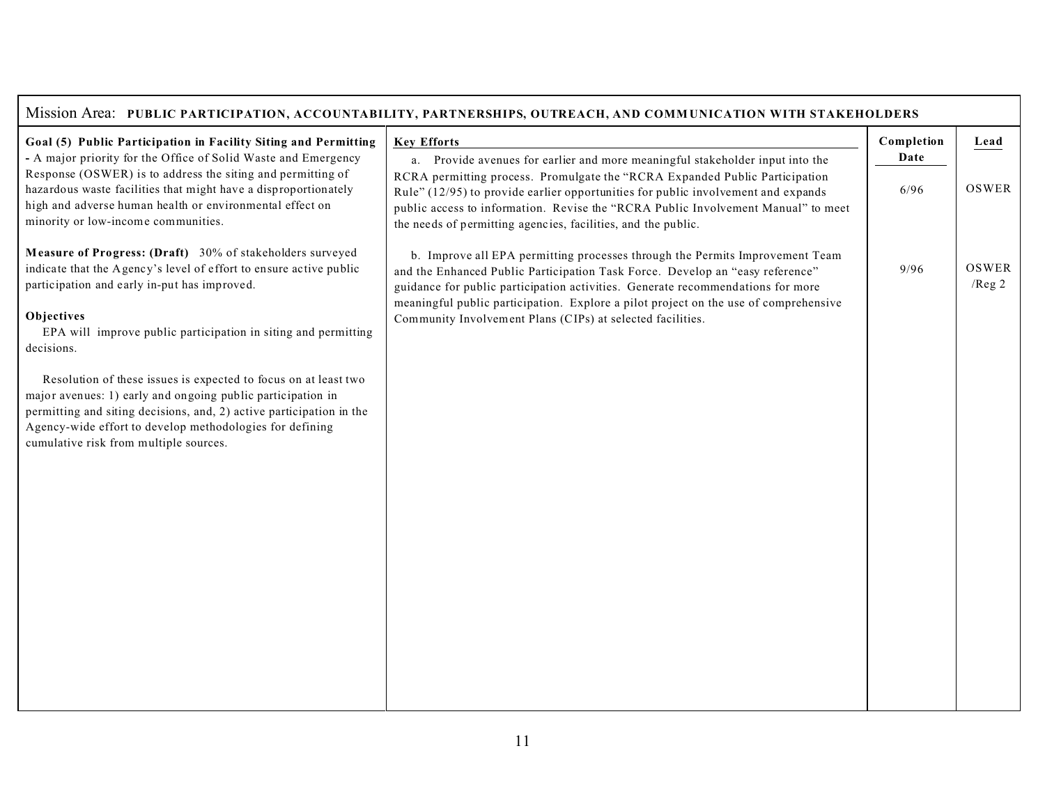Mission Area: **PUBLIC PARTICIPATION, ACCOUNTABILITY, PARTNERSHIPS, OUTREACH, AND COMMUNICATION WITH STAKEHOLDERS**

| Goal | Key Efforts | Completion Date | Lead |
|---|---|---|---|
| **Goal (5) Public Participation in Facility Siting and Permitting -** A major priority for the Office of Solid Waste and Emergency Response (OSWER) is to address the siting and permitting of hazardous waste facilities that might have a disproportionately high and adverse human health or environmental effect on minority or low-income communities.<br><br>**Measure of Progress: (Draft)** 30% of stakeholders surveyed indicate that the Agency's level of effort to ensure active public participation and early in-put has improved.<br><br>**Objectives**<br>EPA will improve public participation in siting and permitting decisions.<br><br>Resolution of these issues is expected to focus on at least two major avenues: 1) early and ongoing public participation in permitting and siting decisions, and, 2) active participation in the Agency-wide effort to develop methodologies for defining cumulative risk from multiple sources. | a. Provide avenues for earlier and more meaningful stakeholder input into the RCRA permitting process. Promulgate the "RCRA Expanded Public Participation Rule" (12/95) to provide earlier opportunities for public involvement and expands public access to information. Revise the "RCRA Public Involvement Manual" to meet the needs of permitting agencies, facilities, and the public. | 6/96 | OSWER |
| | b. Improve all EPA permitting processes through the Permits Improvement Team and the Enhanced Public Participation Task Force. Develop an "easy reference" guidance for public participation activities. Generate recommendations for more meaningful public participation. Explore a pilot project on the use of comprehensive Community Involvement Plans (CIPs) at selected facilities. | 9/96 | OSWER /Reg 2 |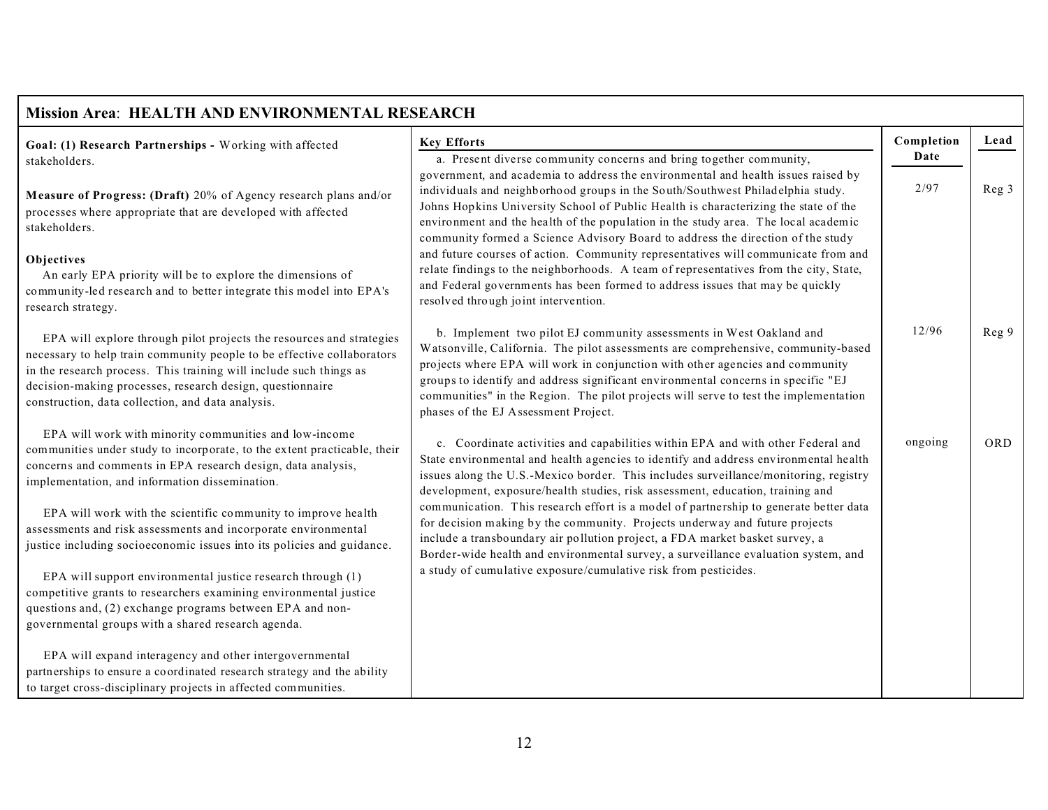## Mission Area: HEALTH AND ENVIRONMENTAL RESEARCH

| Goal / Objectives | Key Efforts | Completion Date | Lead |
|---|---|---|---|
| **Goal: (1) Research Partnerships -** Working with affected stakeholders.<br><br>**Measure of Progress: (Draft)** 20% of Agency research plans and/or processes where appropriate that are developed with affected stakeholders.<br><br>**Objectives**<br>An early EPA priority will be to explore the dimensions of community-led research and to better integrate this model into EPA's research strategy.<br><br>EPA will explore through pilot projects the resources and strategies necessary to help train community people to be effective collaborators in the research process. This training will include such things as decision-making processes, research design, questionnaire construction, data collection, and data analysis.<br><br>EPA will work with minority communities and low-income communities under study to incorporate, to the extent practicable, their concerns and comments in EPA research design, data analysis, implementation, and information dissemination.<br><br>EPA will work with the scientific community to improve health assessments and risk assessments and incorporate environmental justice including socioeconomic issues into its policies and guidance.<br><br>EPA will support environmental justice research through (1) competitive grants to researchers examining environmental justice questions and, (2) exchange programs between EPA and non-governmental groups with a shared research agenda.<br><br>EPA will expand interagency and other intergovernmental partnerships to ensure a coordinated research strategy and the ability to target cross-disciplinary projects in affected communities. | a. Present diverse community concerns and bring together community, government, and academia to address the environmental and health issues raised by individuals and neighborhood groups in the South/Southwest Philadelphia study. Johns Hopkins University School of Public Health is characterizing the state of the environment and the health of the population in the study area. The local academic community formed a Science Advisory Board to address the direction of the study and future courses of action. Community representatives will communicate from and relate findings to the neighborhoods. A team of representatives from the city, State, and Federal governments has been formed to address issues that may be quickly resolved through joint intervention. | 2/97 | Reg 3 |
| | b. Implement two pilot EJ community assessments in West Oakland and Watsonville, California. The pilot assessments are comprehensive, community-based projects where EPA will work in conjunction with other agencies and community groups to identify and address significant environmental concerns in specific "EJ communities" in the Region. The pilot projects will serve to test the implementation phases of the EJ Assessment Project. | 12/96 | Reg 9 |
| | c. Coordinate activities and capabilities within EPA and with other Federal and State environmental and health agencies to identify and address environmental health issues along the U.S.-Mexico border. This includes surveillance/monitoring, registry development, exposure/health studies, risk assessment, education, training and communication. This research effort is a model of partnership to generate better data for decision making by the community. Projects underway and future projects include a transboundary air pollution project, a FDA market basket survey, a Border-wide health and environmental survey, a surveillance evaluation system, and a study of cumulative exposure/cumulative risk from pesticides. | ongoing | ORD |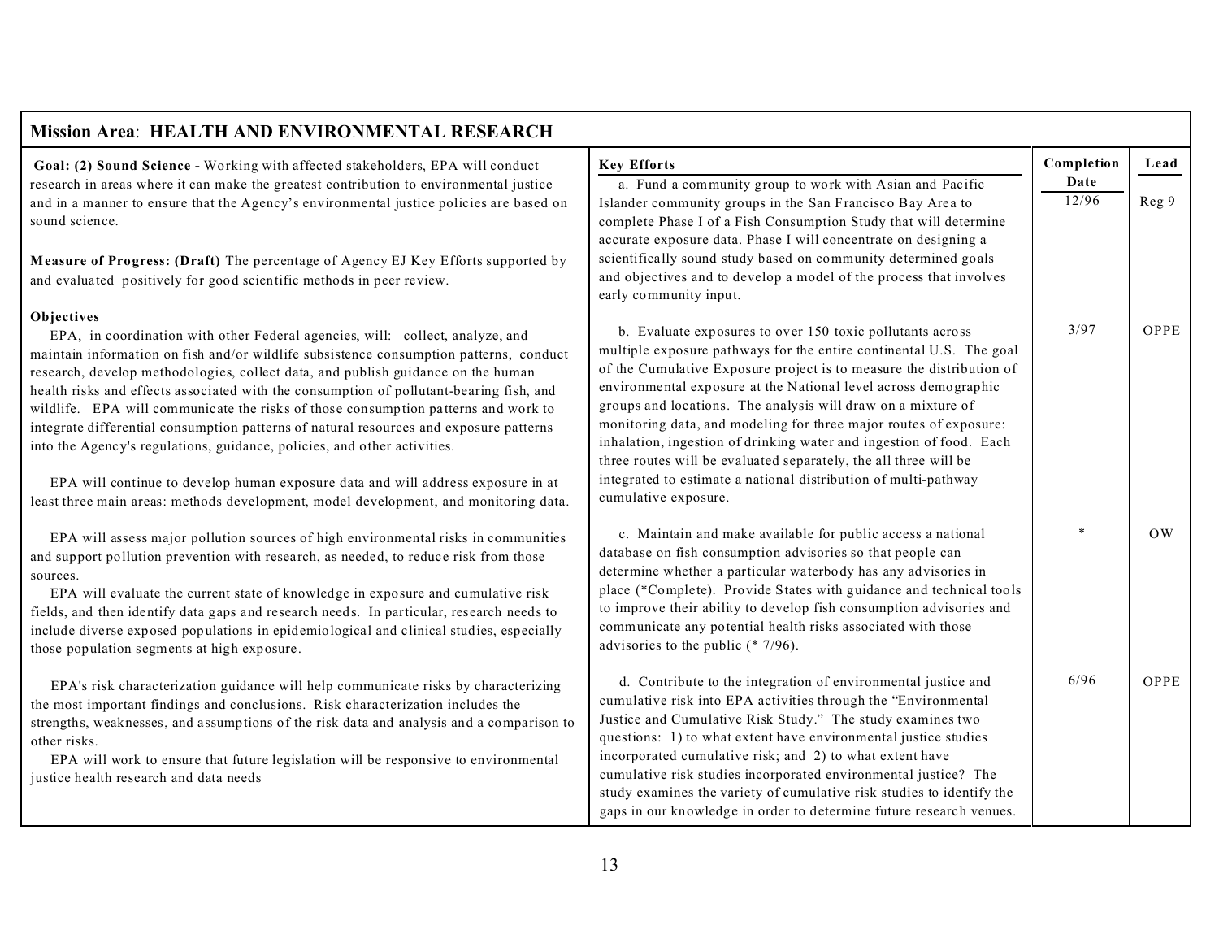## Mission Area: HEALTH AND ENVIRONMENTAL RESEARCH

**Goal: (2) Sound Science -** Working with affected stakeholders, EPA will conduct research in areas where it can make the greatest contribution to environmental justice and in a manner to ensure that the Agency's environmental justice policies are based on sound science.

**Measure of Progress: (Draft)** The percentage of Agency EJ Key Efforts supported by and evaluated positively for good scientific methods in peer review.

**Objectives**

EPA, in coordination with other Federal agencies, will: collect, analyze, and maintain information on fish and/or wildlife subsistence consumption patterns, conduct research, develop methodologies, collect data, and publish guidance on the human health risks and effects associated with the consumption of pollutant-bearing fish, and wildlife. EPA will communicate the risks of those consumption patterns and work to integrate differential consumption patterns of natural resources and exposure patterns into the Agency's regulations, guidance, policies, and other activities.

EPA will continue to develop human exposure data and will address exposure in at least three main areas: methods development, model development, and monitoring data.

EPA will assess major pollution sources of high environmental risks in communities and support pollution prevention with research, as needed, to reduce risk from those sources.

EPA will evaluate the current state of knowledge in exposure and cumulative risk fields, and then identify data gaps and research needs. In particular, research needs to include diverse exposed populations in epidemiological and clinical studies, especially those population segments at high exposure.

EPA's risk characterization guidance will help communicate risks by characterizing the most important findings and conclusions. Risk characterization includes the strengths, weaknesses, and assumptions of the risk data and analysis and a comparison to other risks.

EPA will work to ensure that future legislation will be responsive to environmental justice health research and data needs

| Key Efforts | Completion Date | Lead |
|---|---|---|
| a. Fund a community group to work with Asian and Pacific Islander community groups in the San Francisco Bay Area to complete Phase I of a Fish Consumption Study that will determine accurate exposure data. Phase I will concentrate on designing a scientifically sound study based on community determined goals and objectives and to develop a model of the process that involves early community input. | 12/96 | Reg 9 |
| b. Evaluate exposures to over 150 toxic pollutants across multiple exposure pathways for the entire continental U.S. The goal of the Cumulative Exposure project is to measure the distribution of environmental exposure at the National level across demographic groups and locations. The analysis will draw on a mixture of monitoring data, and modeling for three major routes of exposure: inhalation, ingestion of drinking water and ingestion of food. Each three routes will be evaluated separately, the all three will be integrated to estimate a national distribution of multi-pathway cumulative exposure. | 3/97 | OPPE |
| c. Maintain and make available for public access a national database on fish consumption advisories so that people can determine whether a particular waterbody has any advisories in place (*Complete). Provide States with guidance and technical tools to improve their ability to develop fish consumption advisories and communicate any potential health risks associated with those advisories to the public (* 7/96). | * | OW |
| d. Contribute to the integration of environmental justice and cumulative risk into EPA activities through the "Environmental Justice and Cumulative Risk Study." The study examines two questions: 1) to what extent have environmental justice studies incorporated cumulative risk; and 2) to what extent have cumulative risk studies incorporated environmental justice? The study examines the variety of cumulative risk studies to identify the gaps in our knowledge in order to determine future research venues. | 6/96 | OPPE |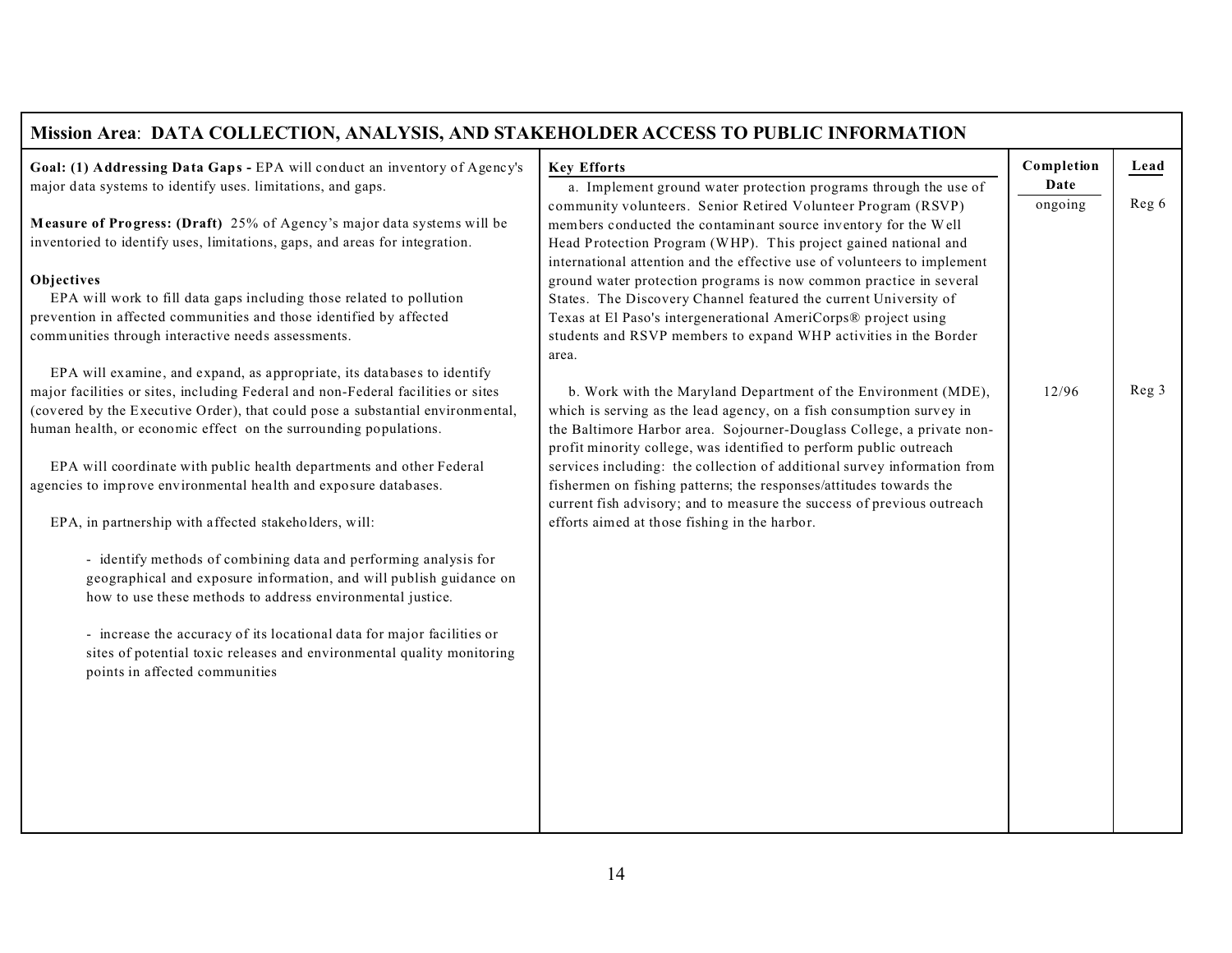## Mission Area: DATA COLLECTION, ANALYSIS, AND STAKEHOLDER ACCESS TO PUBLIC INFORMATION

| Goal / Objectives | Key Efforts | Completion Date | Lead |
|---|---|---|---|
| **Goal: (1) Addressing Data Gaps -** EPA will conduct an inventory of Agency's major data systems to identify uses. limitations, and gaps.<br><br>**Measure of Progress: (Draft)** 25% of Agency's major data systems will be inventoried to identify uses, limitations, gaps, and areas for integration.<br><br>**Objectives**<br>EPA will work to fill data gaps including those related to pollution prevention in affected communities and those identified by affected communities through interactive needs assessments.<br><br>EPA will examine, and expand, as appropriate, its databases to identify major facilities or sites, including Federal and non-Federal facilities or sites (covered by the Executive Order), that could pose a substantial environmental, human health, or economic effect on the surrounding populations.<br><br>EPA will coordinate with public health departments and other Federal agencies to improve environmental health and exposure databases.<br><br>EPA, in partnership with affected stakeholders, will:<br><br>- identify methods of combining data and performing analysis for geographical and exposure information, and will publish guidance on how to use these methods to address environmental justice.<br><br>- increase the accuracy of its locational data for major facilities or sites of potential toxic releases and environmental quality monitoring points in affected communities | a. Implement ground water protection programs through the use of community volunteers. Senior Retired Volunteer Program (RSVP) members conducted the contaminant source inventory for the Well Head Protection Program (WHP). This project gained national and international attention and the effective use of volunteers to implement ground water protection programs is now common practice in several States. The Discovery Channel featured the current University of Texas at El Paso's intergenerational AmeriCorps® project using students and RSVP members to expand WHP activities in the Border area. | ongoing | Reg 6 |
| | b. Work with the Maryland Department of the Environment (MDE), which is serving as the lead agency, on a fish consumption survey in the Baltimore Harbor area. Sojourner-Douglass College, a private non-profit minority college, was identified to perform public outreach services including: the collection of additional survey information from fishermen on fishing patterns; the responses/attitudes towards the current fish advisory; and to measure the success of previous outreach efforts aimed at those fishing in the harbor. | 12/96 | Reg 3 |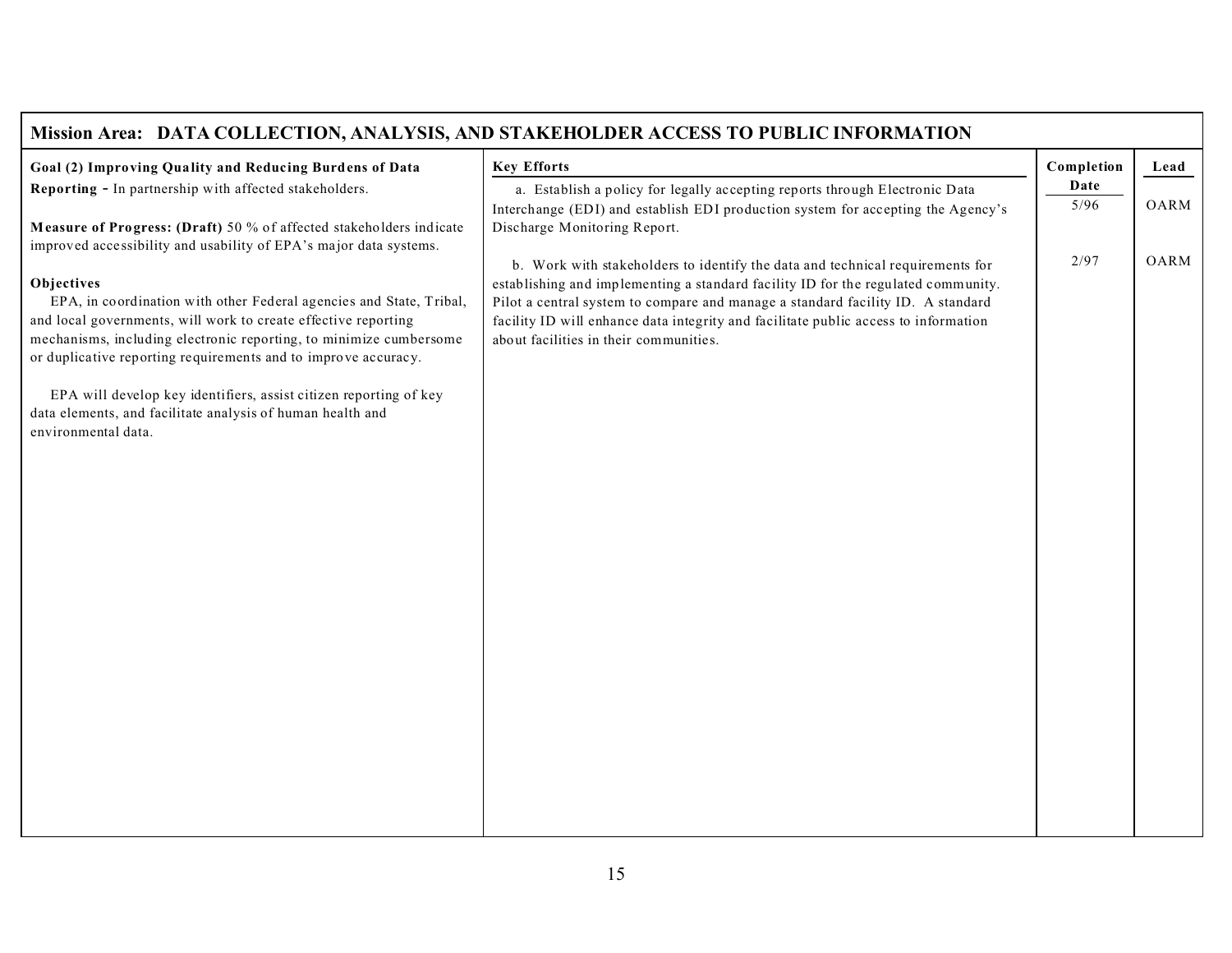## Mission Area: DATA COLLECTION, ANALYSIS, AND STAKEHOLDER ACCESS TO PUBLIC INFORMATION

| Goal | Key Efforts | Completion Date | Lead |
|---|---|---|---|
| **Goal (2) Improving Quality and Reducing Burdens of Data Reporting** - In partnership with affected stakeholders.<br><br>**Measure of Progress: (Draft)** 50 % of affected stakeholders indicate improved accessibility and usability of EPA's major data systems.<br><br>**Objectives**<br>EPA, in coordination with other Federal agencies and State, Tribal, and local governments, will work to create effective reporting mechanisms, including electronic reporting, to minimize cumbersome or duplicative reporting requirements and to improve accuracy.<br><br>EPA will develop key identifiers, assist citizen reporting of key data elements, and facilitate analysis of human health and environmental data. | a. Establish a policy for legally accepting reports through Electronic Data Interchange (EDI) and establish EDI production system for accepting the Agency's Discharge Monitoring Report. | 5/96 | OARM |
| | b. Work with stakeholders to identify the data and technical requirements for establishing and implementing a standard facility ID for the regulated community. Pilot a central system to compare and manage a standard facility ID. A standard facility ID will enhance data integrity and facilitate public access to information about facilities in their communities. | 2/97 | OARM |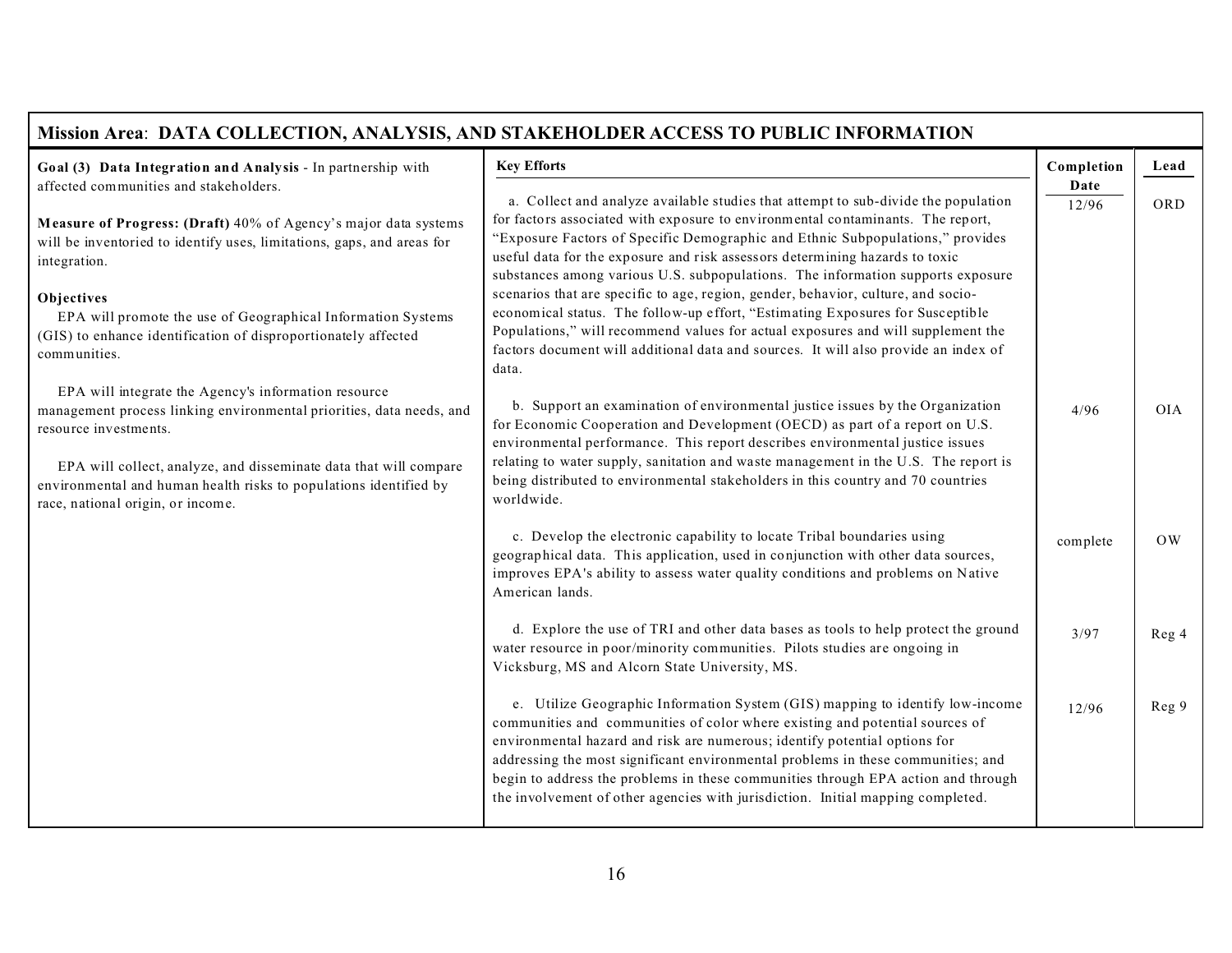## Mission Area: DATA COLLECTION, ANALYSIS, AND STAKEHOLDER ACCESS TO PUBLIC INFORMATION

| Goal | Key Efforts | Completion Date | Lead |
|---|---|---|---|
| **Goal (3) Data Integration and Analysis** - In partnership with affected communities and stakeholders.<br><br>**Measure of Progress: (Draft)** 40% of Agency's major data systems will be inventoried to identify uses, limitations, gaps, and areas for integration.<br><br>**Objectives**<br>EPA will promote the use of Geographical Information Systems (GIS) to enhance identification of disproportionately affected communities.<br><br>EPA will integrate the Agency's information resource management process linking environmental priorities, data needs, and resource investments.<br><br>EPA will collect, analyze, and disseminate data that will compare environmental and human health risks to populations identified by race, national origin, or income. | a. Collect and analyze available studies that attempt to sub-divide the population for factors associated with exposure to environmental contaminants. The report, "Exposure Factors of Specific Demographic and Ethnic Subpopulations," provides useful data for the exposure and risk assessors determining hazards to toxic substances among various U.S. subpopulations. The information supports exposure scenarios that are specific to age, region, gender, behavior, culture, and socio-economical status. The follow-up effort, "Estimating Exposures for Susceptible Populations," will recommend values for actual exposures and will supplement the factors document will additional data and sources. It will also provide an index of data. | 12/96 | ORD |
| | b. Support an examination of environmental justice issues by the Organization for Economic Cooperation and Development (OECD) as part of a report on U.S. environmental performance. This report describes environmental justice issues relating to water supply, sanitation and waste management in the U.S. The report is being distributed to environmental stakeholders in this country and 70 countries worldwide. | 4/96 | OIA |
| | c. Develop the electronic capability to locate Tribal boundaries using geographical data. This application, used in conjunction with other data sources, improves EPA's ability to assess water quality conditions and problems on Native American lands. | complete | OW |
| | d. Explore the use of TRI and other data bases as tools to help protect the ground water resource in poor/minority communities. Pilots studies are ongoing in Vicksburg, MS and Alcorn State University, MS. | 3/97 | Reg 4 |
| | e. Utilize Geographic Information System (GIS) mapping to identify low-income communities and communities of color where existing and potential sources of environmental hazard and risk are numerous; identify potential options for addressing the most significant environmental problems in these communities; and begin to address the problems in these communities through EPA action and through the involvement of other agencies with jurisdiction. Initial mapping completed. | 12/96 | Reg 9 |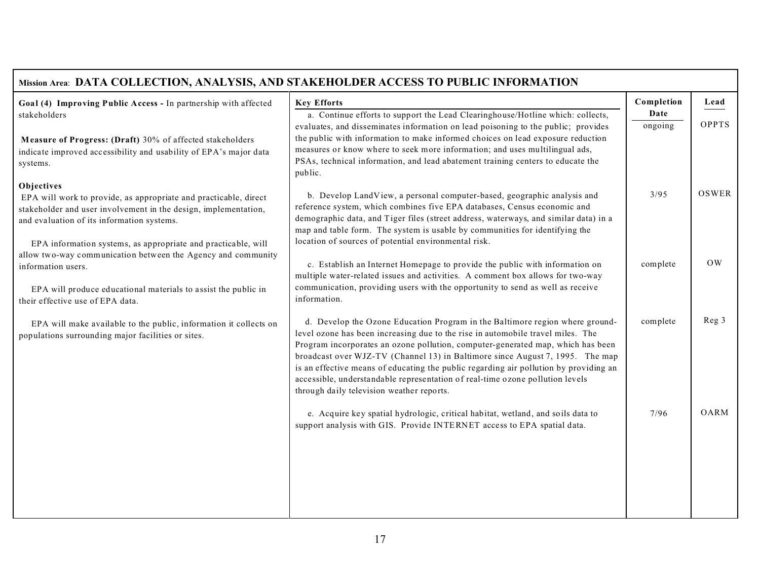## Mission Area: DATA COLLECTION, ANALYSIS, AND STAKEHOLDER ACCESS TO PUBLIC INFORMATION

| Goal / Objectives | Key Efforts | Completion Date | Lead |
|---|---|---|---|
| **Goal (4) Improving Public Access -** In partnership with affected stakeholders<br><br>**Measure of Progress: (Draft)** 30% of affected stakeholders indicate improved accessibility and usability of EPA's major data systems.<br><br>**Objectives**<br>EPA will work to provide, as appropriate and practicable, direct stakeholder and user involvement in the design, implementation, and evaluation of its information systems.<br><br>EPA information systems, as appropriate and practicable, will allow two-way communication between the Agency and community information users.<br><br>EPA will produce educational materials to assist the public in their effective use of EPA data.<br><br>EPA will make available to the public, information it collects on populations surrounding major facilities or sites. | a. Continue efforts to support the Lead Clearinghouse/Hotline which: collects, evaluates, and disseminates information on lead poisoning to the public; provides the public with information to make informed choices on lead exposure reduction measures or know where to seek more information; and uses multilingual ads, PSAs, technical information, and lead abatement training centers to educate the public. | ongoing | OPPTS |
| | b. Develop LandView, a personal computer-based, geographic analysis and reference system, which combines five EPA databases, Census economic and demographic data, and Tiger files (street address, waterways, and similar data) in a map and table form. The system is usable by communities for identifying the location of sources of potential environmental risk. | 3/95 | OSWER |
| | c. Establish an Internet Homepage to provide the public with information on multiple water-related issues and activities. A comment box allows for two-way communication, providing users with the opportunity to send as well as receive information. | complete | OW |
| | d. Develop the Ozone Education Program in the Baltimore region where ground-level ozone has been increasing due to the rise in automobile travel miles. The Program incorporates an ozone pollution, computer-generated map, which has been broadcast over WJZ-TV (Channel 13) in Baltimore since August 7, 1995. The map is an effective means of educating the public regarding air pollution by providing an accessible, understandable representation of real-time ozone pollution levels through daily television weather reports. | complete | Reg 3 |
| | e. Acquire key spatial hydrologic, critical habitat, wetland, and soils data to support analysis with GIS. Provide INTERNET access to EPA spatial data. | 7/96 | OARM |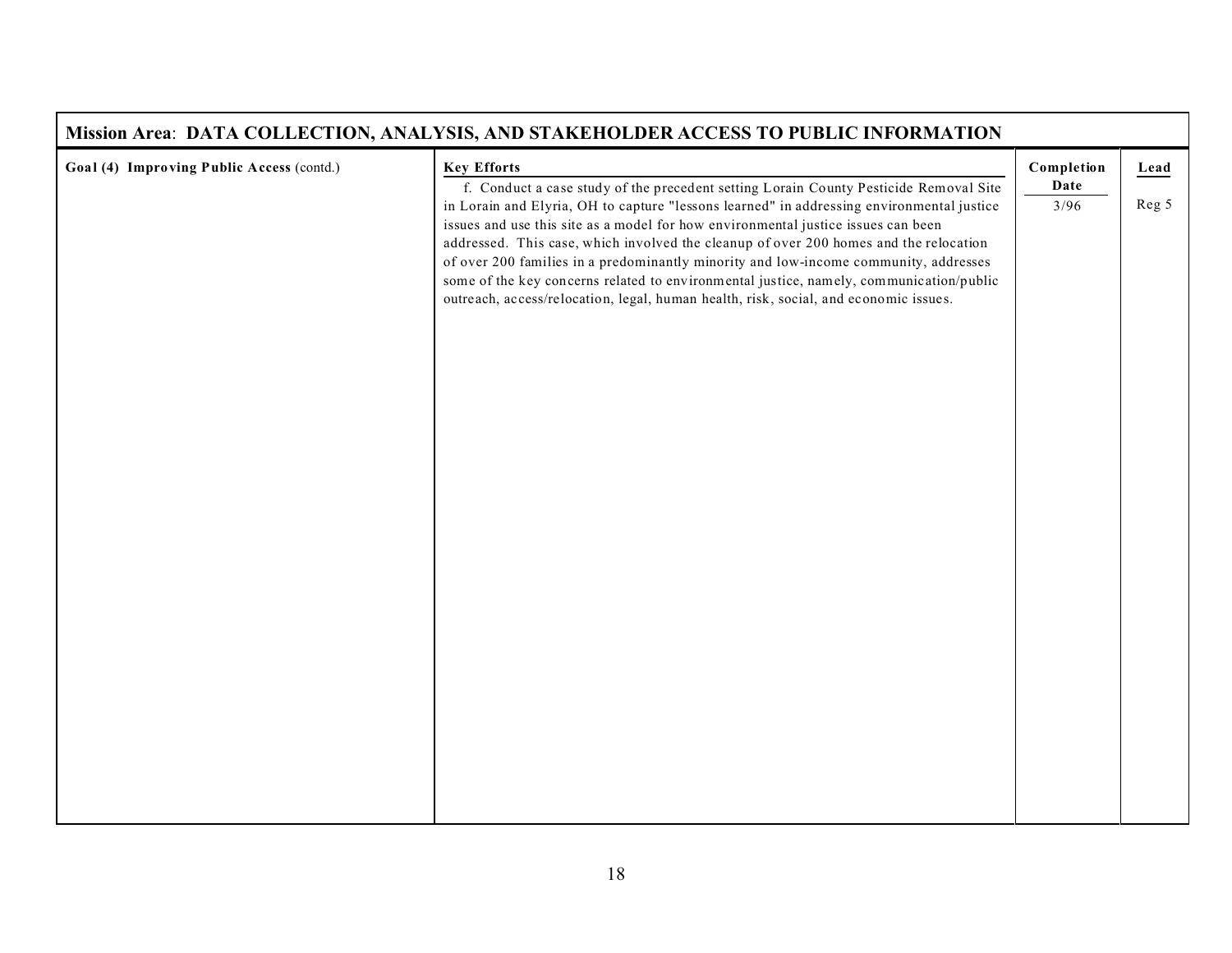## Mission Area: DATA COLLECTION, ANALYSIS, AND STAKEHOLDER ACCESS TO PUBLIC INFORMATION

| Goal (4) Improving Public Access (contd.) | Key Efforts | Completion Date | Lead |
|---|---|---|---|
| | f. Conduct a case study of the precedent setting Lorain County Pesticide Removal Site in Lorain and Elyria, OH to capture "lessons learned" in addressing environmental justice issues and use this site as a model for how environmental justice issues can been addressed. This case, which involved the cleanup of over 200 homes and the relocation of over 200 families in a predominantly minority and low-income community, addresses some of the key concerns related to environmental justice, namely, communication/public outreach, access/relocation, legal, human health, risk, social, and economic issues. | 3/96 | Reg 5 |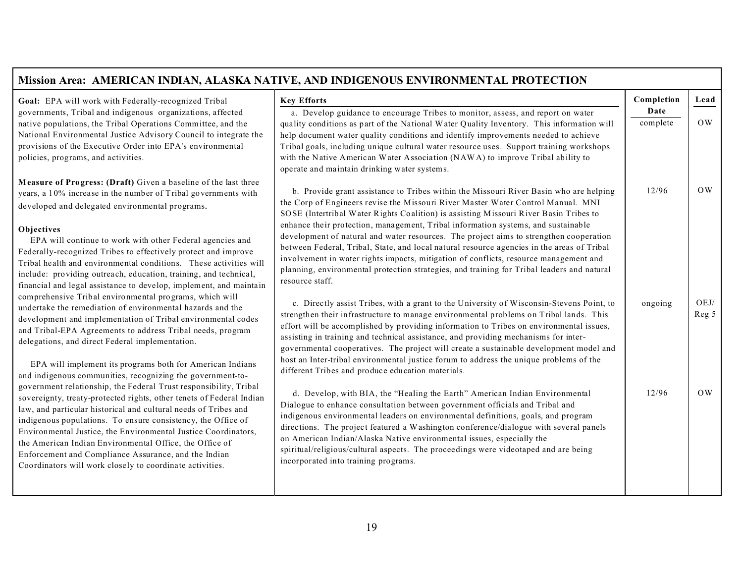## Mission Area: AMERICAN INDIAN, ALASKA NATIVE, AND INDIGENOUS ENVIRONMENTAL PROTECTION

**Goal:** EPA will work with Federally-recognized Tribal governments, Tribal and indigenous organizations, affected native populations, the Tribal Operations Committee, and the National Environmental Justice Advisory Council to integrate the provisions of the Executive Order into EPA's environmental policies, programs, and activities.

**Measure of Progress: (Draft)** Given a baseline of the last three years, a 10% increase in the number of Tribal governments with developed and delegated environmental programs.

**Objectives**

EPA will continue to work with other Federal agencies and Federally-recognized Tribes to effectively protect and improve Tribal health and environmental conditions. These activities will include: providing outreach, education, training, and technical, financial and legal assistance to develop, implement, and maintain comprehensive Tribal environmental programs, which will undertake the remediation of environmental hazards and the development and implementation of Tribal environmental codes and Tribal-EPA Agreements to address Tribal needs, program delegations, and direct Federal implementation.

EPA will implement its programs both for American Indians and indigenous communities, recognizing the government-to-government relationship, the Federal Trust responsibility, Tribal sovereignty, treaty-protected rights, other tenets of Federal Indian law, and particular historical and cultural needs of Tribes and indigenous populations. To ensure consistency, the Office of Environmental Justice, the Environmental Justice Coordinators, the American Indian Environmental Office, the Office of Enforcement and Compliance Assurance, and the Indian Coordinators will work closely to coordinate activities.

| Key Efforts | Completion Date | Lead |
|---|---|---|
| a. Develop guidance to encourage Tribes to monitor, assess, and report on water quality conditions as part of the National Water Quality Inventory. This information will help document water quality conditions and identify improvements needed to achieve Tribal goals, including unique cultural water resource uses. Support training workshops with the Native American Water Association (NAWA) to improve Tribal ability to operate and maintain drinking water systems. | complete | OW |
| b. Provide grant assistance to Tribes within the Missouri River Basin who are helping the Corp of Engineers revise the Missouri River Master Water Control Manual. MNI SOSE (Intertribal Water Rights Coalition) is assisting Missouri River Basin Tribes to enhance their protection, management, Tribal information systems, and sustainable development of natural and water resources. The project aims to strengthen cooperation between Federal, Tribal, State, and local natural resource agencies in the areas of Tribal involvement in water rights impacts, mitigation of conflicts, resource management and planning, environmental protection strategies, and training for Tribal leaders and natural resource staff. | 12/96 | OW |
| c. Directly assist Tribes, with a grant to the University of Wisconsin-Stevens Point, to strengthen their infrastructure to manage environmental problems on Tribal lands. This effort will be accomplished by providing information to Tribes on environmental issues, assisting in training and technical assistance, and providing mechanisms for inter-governmental cooperatives. The project will create a sustainable development model and host an Inter-tribal environmental justice forum to address the unique problems of the different Tribes and produce education materials. | ongoing | OEJ/ Reg 5 |
| d. Develop, with BIA, the "Healing the Earth" American Indian Environmental Dialogue to enhance consultation between government officials and Tribal and indigenous environmental leaders on environmental definitions, goals, and program directions. The project featured a Washington conference/dialogue with several panels on American Indian/Alaska Native environmental issues, especially the spiritual/religious/cultural aspects. The proceedings were videotaped and are being incorporated into training programs. | 12/96 | OW |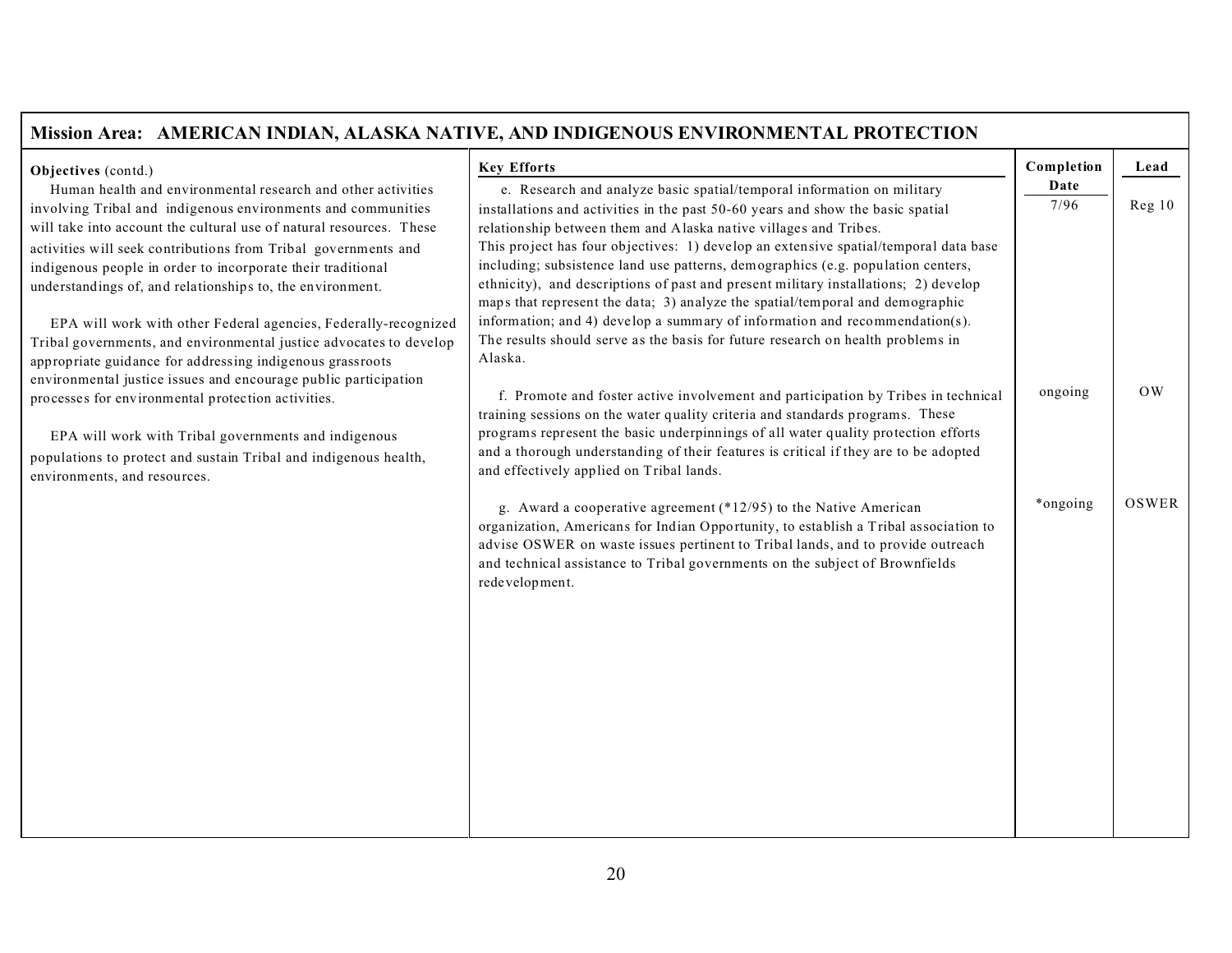## Mission Area: AMERICAN INDIAN, ALASKA NATIVE, AND INDIGENOUS ENVIRONMENTAL PROTECTION

| Objectives (contd.) | Key Efforts | Completion Date | Lead |
|---|---|---|---|
| Human health and environmental research and other activities involving Tribal and indigenous environments and communities will take into account the cultural use of natural resources. These activities will seek contributions from Tribal governments and indigenous people in order to incorporate their traditional understandings of, and relationships to, the environment.<br><br>EPA will work with other Federal agencies, Federally-recognized Tribal governments, and environmental justice advocates to develop appropriate guidance for addressing indigenous grassroots environmental justice issues and encourage public participation processes for environmental protection activities.<br><br>EPA will work with Tribal governments and indigenous populations to protect and sustain Tribal and indigenous health, environments, and resources. | e. Research and analyze basic spatial/temporal information on military installations and activities in the past 50-60 years and show the basic spatial relationship between them and Alaska native villages and Tribes. This project has four objectives: 1) develop an extensive spatial/temporal data base including; subsistence land use patterns, demographics (e.g. population centers, ethnicity), and descriptions of past and present military installations; 2) develop maps that represent the data; 3) analyze the spatial/temporal and demographic information; and 4) develop a summary of information and recommendation(s). The results should serve as the basis for future research on health problems in Alaska. | 7/96 | Reg 10 |
| | f. Promote and foster active involvement and participation by Tribes in technical training sessions on the water quality criteria and standards programs. These programs represent the basic underpinnings of all water quality protection efforts and a thorough understanding of their features is critical if they are to be adopted and effectively applied on Tribal lands. | ongoing | OW |
| | g. Award a cooperative agreement (*12/95) to the Native American organization, Americans for Indian Opportunity, to establish a Tribal association to advise OSWER on waste issues pertinent to Tribal lands, and to provide outreach and technical assistance to Tribal governments on the subject of Brownfields redevelopment. | *ongoing | OSWER |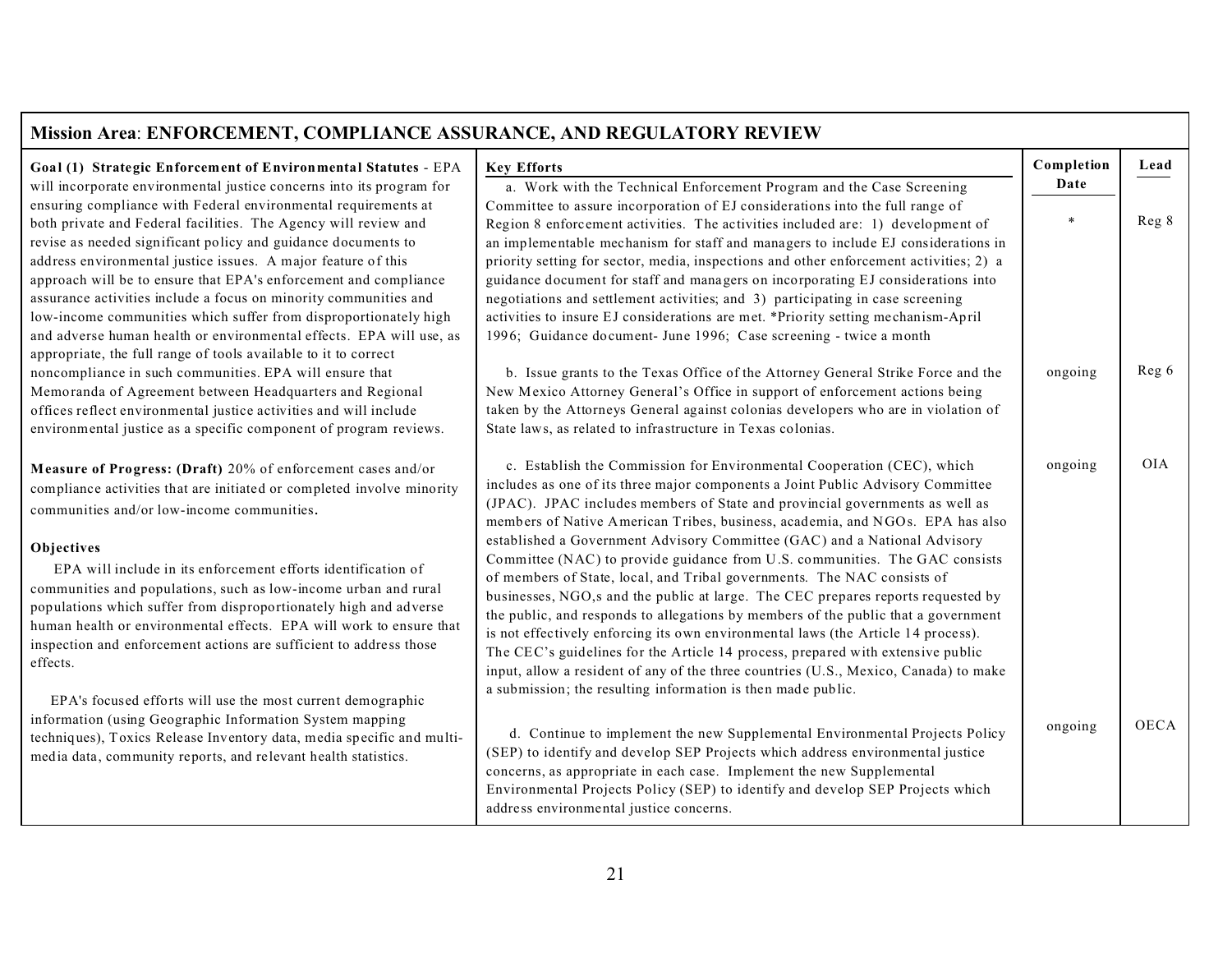## Mission Area: ENFORCEMENT, COMPLIANCE ASSURANCE, AND REGULATORY REVIEW

**Goal (1) Strategic Enforcement of Environmental Statutes** - EPA will incorporate environmental justice concerns into its program for ensuring compliance with Federal environmental requirements at both private and Federal facilities. The Agency will review and revise as needed significant policy and guidance documents to address environmental justice issues. A major feature of this approach will be to ensure that EPA's enforcement and compliance assurance activities include a focus on minority communities and low-income communities which suffer from disproportionately high and adverse human health or environmental effects. EPA will use, as appropriate, the full range of tools available to it to correct noncompliance in such communities. EPA will ensure that Memoranda of Agreement between Headquarters and Regional offices reflect environmental justice activities and will include environmental justice as a specific component of program reviews.

**Measure of Progress: (Draft)** 20% of enforcement cases and/or compliance activities that are initiated or completed involve minority communities and/or low-income communities.

**Objectives**

EPA will include in its enforcement efforts identification of communities and populations, such as low-income urban and rural populations which suffer from disproportionately high and adverse human health or environmental effects. EPA will work to ensure that inspection and enforcement actions are sufficient to address those effects.

EPA's focused efforts will use the most current demographic information (using Geographic Information System mapping techniques), Toxics Release Inventory data, media specific and multi-media data, community reports, and relevant health statistics.

| Key Efforts | Completion Date | Lead |
|---|---|---|
| a. Work with the Technical Enforcement Program and the Case Screening Committee to assure incorporation of EJ considerations into the full range of Region 8 enforcement activities. The activities included are: 1) development of an implementable mechanism for staff and managers to include EJ considerations in priority setting for sector, media, inspections and other enforcement activities; 2) a guidance document for staff and managers on incorporating EJ considerations into negotiations and settlement activities; and 3) participating in case screening activities to insure EJ considerations are met. *Priority setting mechanism-April 1996; Guidance document- June 1996; Case screening - twice a month | * | Reg 8 |
| b. Issue grants to the Texas Office of the Attorney General Strike Force and the New Mexico Attorney General's Office in support of enforcement actions being taken by the Attorneys General against colonias developers who are in violation of State laws, as related to infrastructure in Texas colonias. | ongoing | Reg 6 |
| c. Establish the Commission for Environmental Cooperation (CEC), which includes as one of its three major components a Joint Public Advisory Committee (JPAC). JPAC includes members of State and provincial governments as well as members of Native American Tribes, business, academia, and NGOs. EPA has also established a Government Advisory Committee (GAC) and a National Advisory Committee (NAC) to provide guidance from U.S. communities. The GAC consists of members of State, local, and Tribal governments. The NAC consists of businesses, NGO,s and the public at large. The CEC prepares reports requested by the public, and responds to allegations by members of the public that a government is not effectively enforcing its own environmental laws (the Article 14 process). The CEC's guidelines for the Article 14 process, prepared with extensive public input, allow a resident of any of the three countries (U.S., Mexico, Canada) to make a submission; the resulting information is then made public. | ongoing | OIA |
| d. Continue to implement the new Supplemental Environmental Projects Policy (SEP) to identify and develop SEP Projects which address environmental justice concerns, as appropriate in each case. Implement the new Supplemental Environmental Projects Policy (SEP) to identify and develop SEP Projects which address environmental justice concerns. | ongoing | OECA |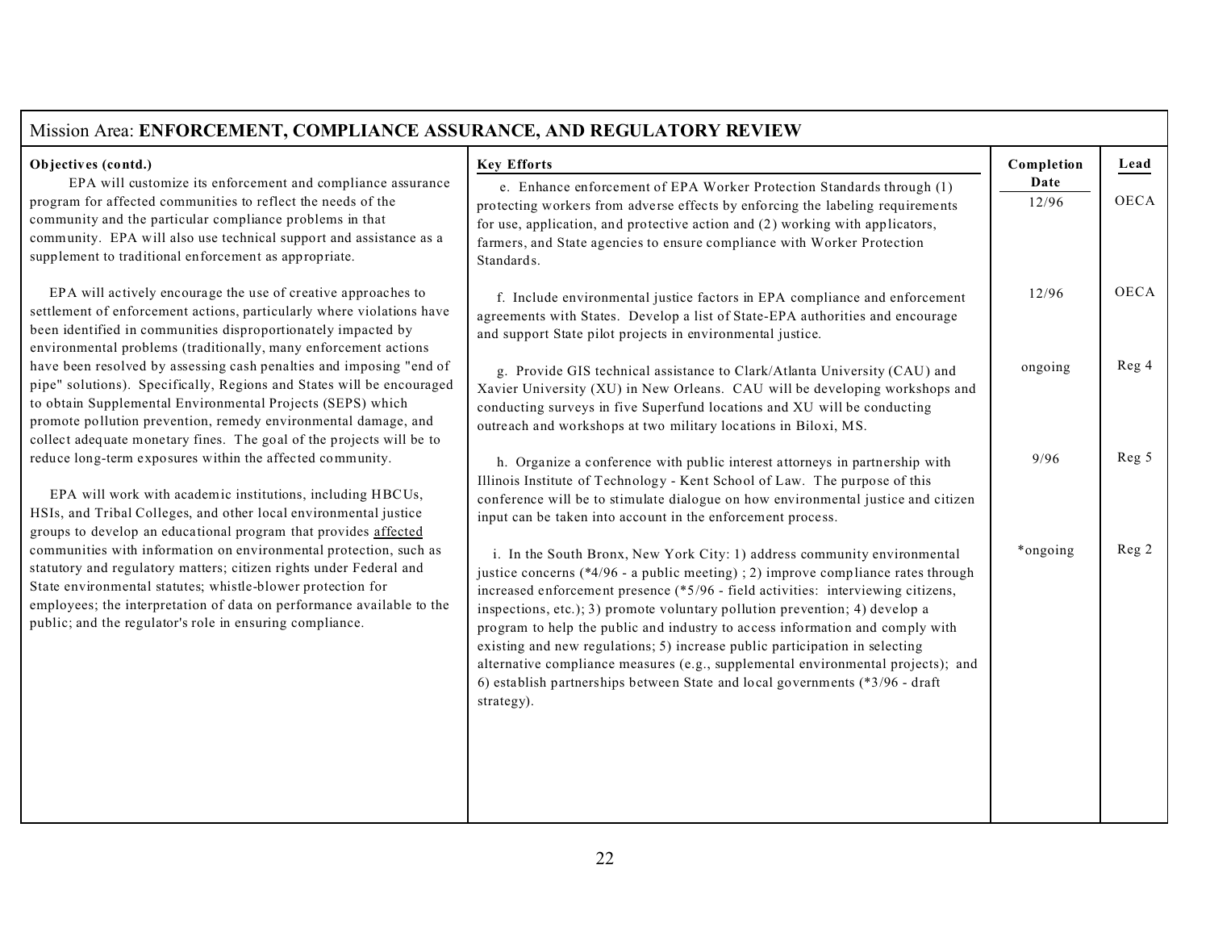Mission Area: **ENFORCEMENT, COMPLIANCE ASSURANCE, AND REGULATORY REVIEW**

| Objectives (contd.) | Key Efforts | Completion Date | Lead |
|---|---|---|---|
| EPA will customize its enforcement and compliance assurance program for affected communities to reflect the needs of the community and the particular compliance problems in that community. EPA will also use technical support and assistance as a supplement to traditional enforcement as appropriate. | e. Enhance enforcement of EPA Worker Protection Standards through (1) protecting workers from adverse effects by enforcing the labeling requirements for use, application, and protective action and (2) working with applicators, farmers, and State agencies to ensure compliance with Worker Protection Standards. | 12/96 | OECA |
| EPA will actively encourage the use of creative approaches to settlement of enforcement actions, particularly where violations have been identified in communities disproportionately impacted by environmental problems (traditionally, many enforcement actions have been resolved by assessing cash penalties and imposing "end of pipe" solutions). Specifically, Regions and States will be encouraged to obtain Supplemental Environmental Projects (SEPS) which promote pollution prevention, remedy environmental damage, and collect adequate monetary fines. The goal of the projects will be to reduce long-term exposures within the affected community. | f. Include environmental justice factors in EPA compliance and enforcement agreements with States. Develop a list of State-EPA authorities and encourage and support State pilot projects in environmental justice. | 12/96 | OECA |
| | g. Provide GIS technical assistance to Clark/Atlanta University (CAU) and Xavier University (XU) in New Orleans. CAU will be developing workshops and conducting surveys in five Superfund locations and XU will be conducting outreach and workshops at two military locations in Biloxi, MS. | ongoing | Reg 4 |
| EPA will work with academic institutions, including HBCUs, HSIs, and Tribal Colleges, and other local environmental justice groups to develop an educational program that provides <u>affected</u> communities with information on environmental protection, such as statutory and regulatory matters; citizen rights under Federal and State environmental statutes; whistle-blower protection for employees; the interpretation of data on performance available to the public; and the regulator's role in ensuring compliance. | h. Organize a conference with public interest attorneys in partnership with Illinois Institute of Technology - Kent School of Law. The purpose of this conference will be to stimulate dialogue on how environmental justice and citizen input can be taken into account in the enforcement process. | 9/96 | Reg 5 |
| | i. In the South Bronx, New York City: 1) address community environmental justice concerns (*4/96 - a public meeting) ; 2) improve compliance rates through increased enforcement presence (*5/96 - field activities: interviewing citizens, inspections, etc.); 3) promote voluntary pollution prevention; 4) develop a program to help the public and industry to access information and comply with existing and new regulations; 5) increase public participation in selecting alternative compliance measures (e.g., supplemental environmental projects); and 6) establish partnerships between State and local governments (*3/96 - draft strategy). | *ongoing | Reg 2 |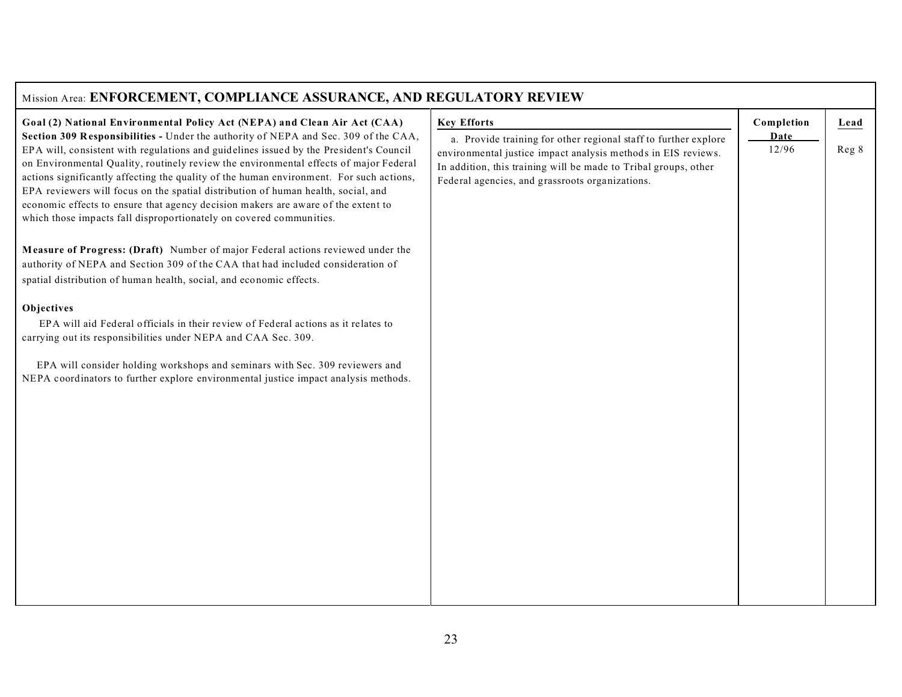Mission Area: **ENFORCEMENT, COMPLIANCE ASSURANCE, AND REGULATORY REVIEW**

| Goal | Key Efforts | Completion Date | Lead |
|---|---|---|---|
| **Goal (2) National Environmental Policy Act (NEPA) and Clean Air Act (CAA) Section 309 Responsibilities -** Under the authority of NEPA and Sec. 309 of the CAA, EPA will, consistent with regulations and guidelines issued by the President's Council on Environmental Quality, routinely review the environmental effects of major Federal actions significantly affecting the quality of the human environment. For such actions, EPA reviewers will focus on the spatial distribution of human health, social, and economic effects to ensure that agency decision makers are aware of the extent to which those impacts fall disproportionately on covered communities.<br><br>**Measure of Progress: (Draft)** Number of major Federal actions reviewed under the authority of NEPA and Section 309 of the CAA that had included consideration of spatial distribution of human health, social, and economic effects.<br><br>**Objectives**<br>EPA will aid Federal officials in their review of Federal actions as it relates to carrying out its responsibilities under NEPA and CAA Sec. 309.<br><br>EPA will consider holding workshops and seminars with Sec. 309 reviewers and NEPA coordinators to further explore environmental justice impact analysis methods. | a. Provide training for other regional staff to further explore environmental justice impact analysis methods in EIS reviews. In addition, this training will be made to Tribal groups, other Federal agencies, and grassroots organizations. | 12/96 | Reg 8 |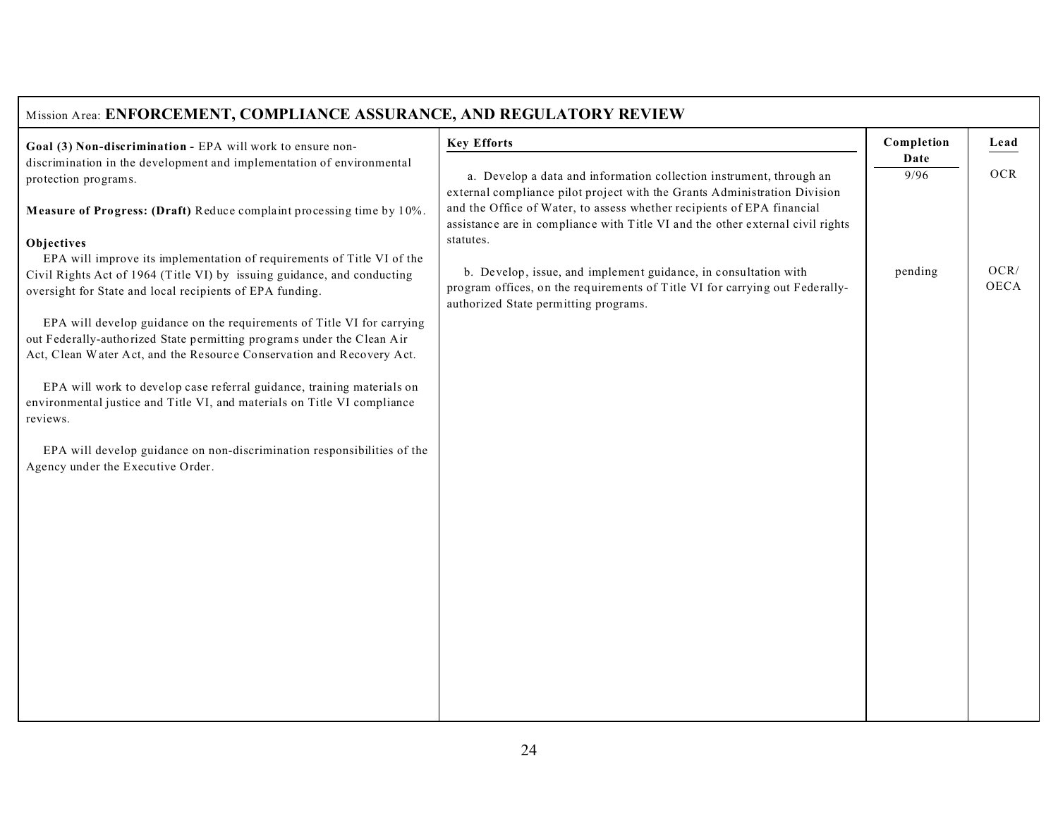Mission Area: **ENFORCEMENT, COMPLIANCE ASSURANCE, AND REGULATORY REVIEW**

| Goal / Objectives | Key Efforts | Completion Date | Lead |
|---|---|---|---|
| **Goal (3) Non-discrimination -** EPA will work to ensure non-discrimination in the development and implementation of environmental protection programs.<br><br>**Measure of Progress: (Draft)** Reduce complaint processing time by 10%.<br><br>**Objectives**<br>EPA will improve its implementation of requirements of Title VI of the Civil Rights Act of 1964 (Title VI) by issuing guidance, and conducting oversight for State and local recipients of EPA funding.<br><br>EPA will develop guidance on the requirements of Title VI for carrying out Federally-authorized State permitting programs under the Clean Air Act, Clean Water Act, and the Resource Conservation and Recovery Act.<br><br>EPA will work to develop case referral guidance, training materials on environmental justice and Title VI, and materials on Title VI compliance reviews.<br><br>EPA will develop guidance on non-discrimination responsibilities of the Agency under the Executive Order. | a. Develop a data and information collection instrument, through an external compliance pilot project with the Grants Administration Division and the Office of Water, to assess whether recipients of EPA financial assistance are in compliance with Title VI and the other external civil rights statutes. | 9/96 | OCR |
| | b. Develop, issue, and implement guidance, in consultation with program offices, on the requirements of Title VI for carrying out Federally-authorized State permitting programs. | pending | OCR/ OECA |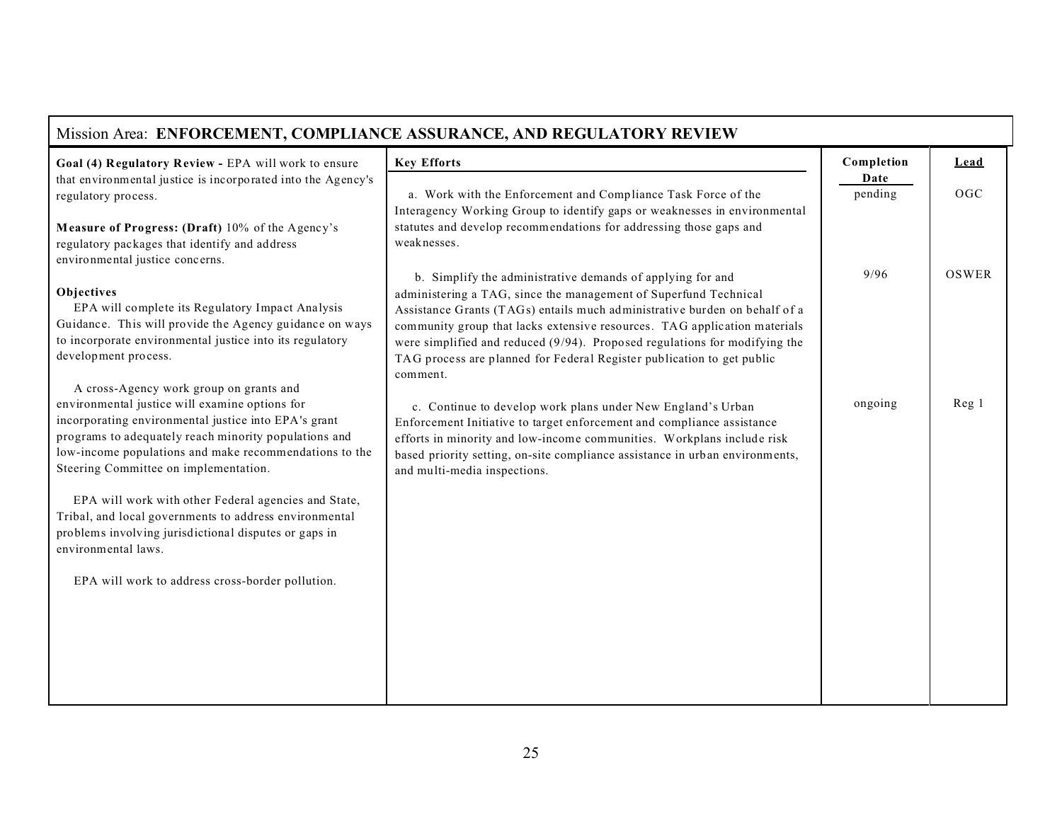| Mission Area: **ENFORCEMENT, COMPLIANCE ASSURANCE, AND REGULATORY REVIEW** | | | |
|---|---|---|---|
| **Goal (4) Regulatory Review -** EPA will work to ensure that environmental justice is incorporated into the Agency's regulatory process.<br><br>**Measure of Progress: (Draft)** 10% of the Agency's regulatory packages that identify and address environmental justice concerns.<br><br>**Objectives**<br>EPA will complete its Regulatory Impact Analysis Guidance. This will provide the Agency guidance on ways to incorporate environmental justice into its regulatory development process.<br><br>A cross-Agency work group on grants and environmental justice will examine options for incorporating environmental justice into EPA's grant programs to adequately reach minority populations and low-income populations and make recommendations to the Steering Committee on implementation.<br><br>EPA will work with other Federal agencies and State, Tribal, and local governments to address environmental problems involving jurisdictional disputes or gaps in environmental laws.<br><br>EPA will work to address cross-border pollution. | **Key Efforts**<br><br>a. Work with the Enforcement and Compliance Task Force of the Interagency Working Group to identify gaps or weaknesses in environmental statutes and develop recommendations for addressing those gaps and weaknesses.<br><br>b. Simplify the administrative demands of applying for and administering a TAG, since the management of Superfund Technical Assistance Grants (TAGs) entails much administrative burden on behalf of a community group that lacks extensive resources. TAG application materials were simplified and reduced (9/94). Proposed regulations for modifying the TAG process are planned for Federal Register publication to get public comment.<br><br>c. Continue to develop work plans under New England's Urban Enforcement Initiative to target enforcement and compliance assistance efforts in minority and low-income communities. Workplans include risk based priority setting, on-site compliance assistance in urban environments, and multi-media inspections. | **Completion Date**<br><br>pending<br><br>9/96<br><br>ongoing | **Lead**<br><br>OGC<br><br>OSWER<br><br>Reg 1 |